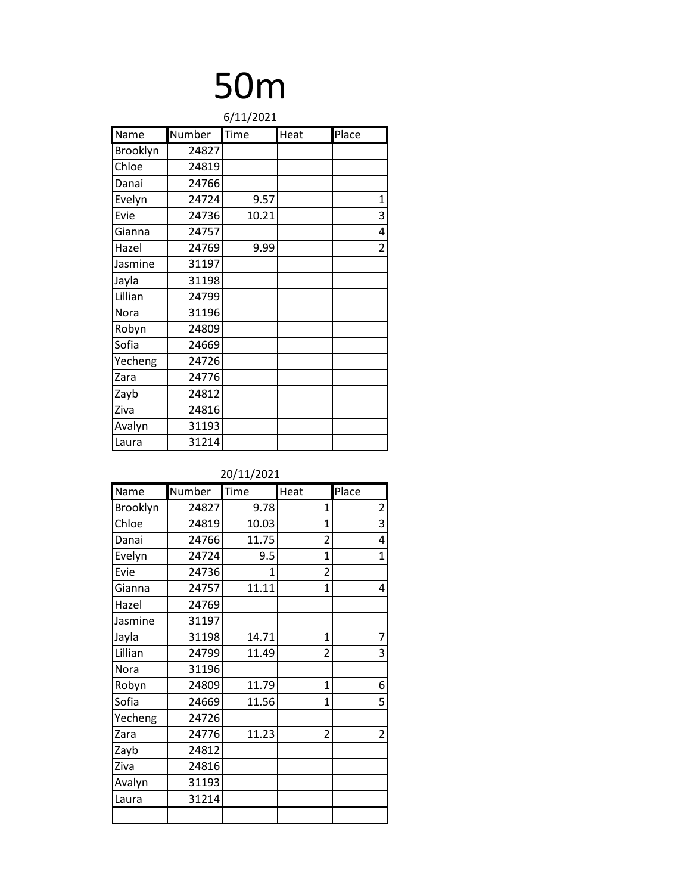# 50m

6/11/2021

| Name | Number | Time | Heat | Place |
|---|---|---|---|---|
| Brooklyn | 24827 | | | |
| Chloe | 24819 | | | |
| Danai | 24766 | | | |
| Evelyn | 24724 | 9.57 | | 1 |
| Evie | 24736 | 10.21 | | 3 |
| Gianna | 24757 | | | 4 |
| Hazel | 24769 | 9.99 | | 2 |
| Jasmine | 31197 | | | |
| Jayla | 31198 | | | |
| Lillian | 24799 | | | |
| Nora | 31196 | | | |
| Robyn | 24809 | | | |
| Sofia | 24669 | | | |
| Yecheng | 24726 | | | |
| Zara | 24776 | | | |
| Zayb | 24812 | | | |
| Ziva | 24816 | | | |
| Avalyn | 31193 | | | |
| Laura | 31214 | | | |

20/11/2021

| Name | Number | Time | Heat | Place |
|---|---|---|---|---|
| Brooklyn | 24827 | 9.78 | 1 | 2 |
| Chloe | 24819 | 10.03 | 1 | 3 |
| Danai | 24766 | 11.75 | 2 | 4 |
| Evelyn | 24724 | 9.5 | 1 | 1 |
| Evie | 24736 | 1 | 2 | |
| Gianna | 24757 | 11.11 | 1 | 4 |
| Hazel | 24769 | | | |
| Jasmine | 31197 | | | |
| Jayla | 31198 | 14.71 | 1 | 7 |
| Lillian | 24799 | 11.49 | 2 | 3 |
| Nora | 31196 | | | |
| Robyn | 24809 | 11.79 | 1 | 6 |
| Sofia | 24669 | 11.56 | 1 | 5 |
| Yecheng | 24726 | | | |
| Zara | 24776 | 11.23 | 2 | 2 |
| Zayb | 24812 | | | |
| Ziva | 24816 | | | |
| Avalyn | 31193 | | | |
| Laura | 31214 | | | |
| | | | | |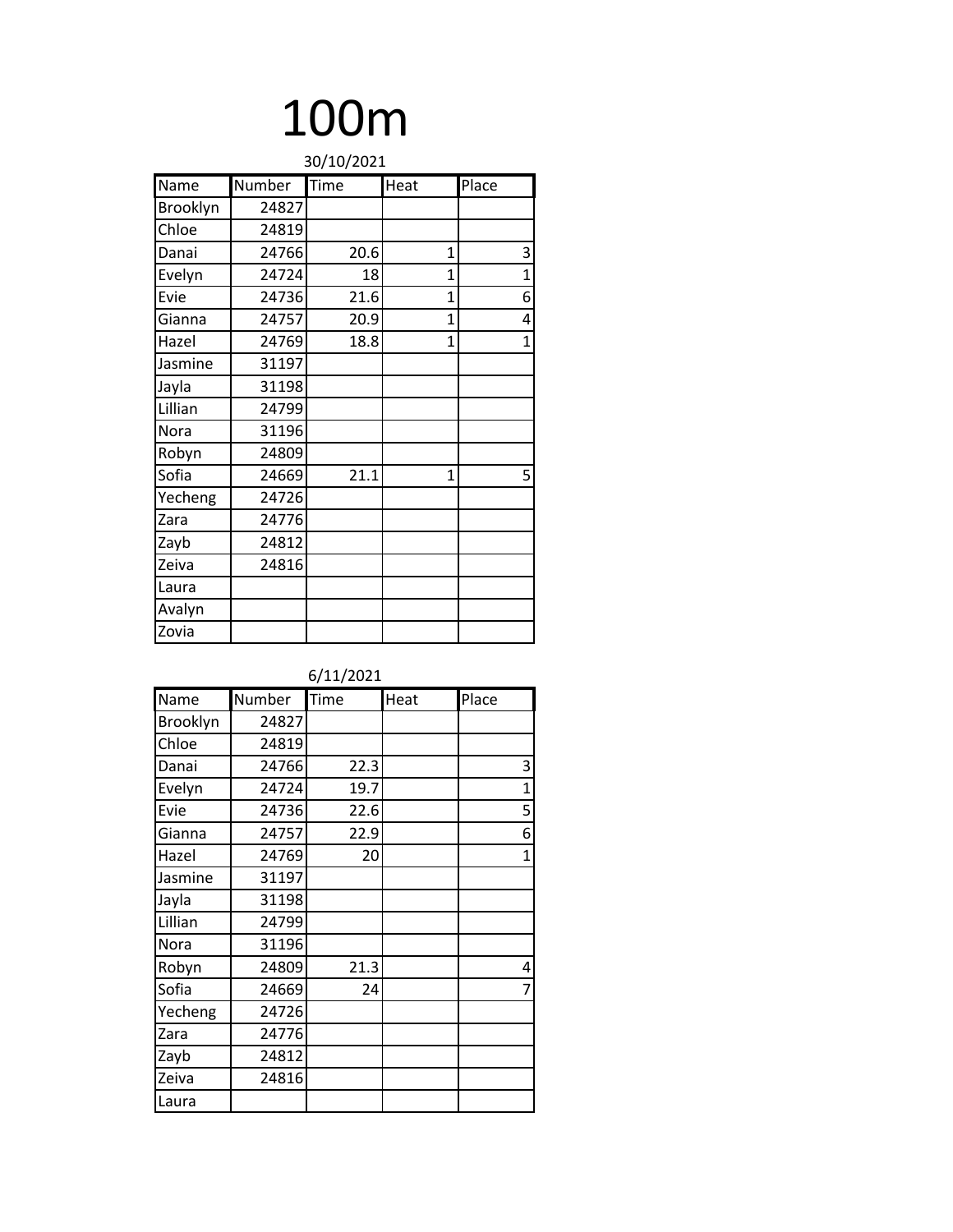# 100m

30/10/2021

| Name | Number | Time | Heat | Place |
|---|---|---|---|---|
| Brooklyn | 24827 | | | |
| Chloe | 24819 | | | |
| Danai | 24766 | 20.6 | 1 | 3 |
| Evelyn | 24724 | 18 | 1 | 1 |
| Evie | 24736 | 21.6 | 1 | 6 |
| Gianna | 24757 | 20.9 | 1 | 4 |
| Hazel | 24769 | 18.8 | 1 | 1 |
| Jasmine | 31197 | | | |
| Jayla | 31198 | | | |
| Lillian | 24799 | | | |
| Nora | 31196 | | | |
| Robyn | 24809 | | | |
| Sofia | 24669 | 21.1 | 1 | 5 |
| Yecheng | 24726 | | | |
| Zara | 24776 | | | |
| Zayb | 24812 | | | |
| Zeiva | 24816 | | | |
| Laura | | | | |
| Avalyn | | | | |
| Zovia | | | | |

6/11/2021

| Name | Number | Time | Heat | Place |
|---|---|---|---|---|
| Brooklyn | 24827 | | | |
| Chloe | 24819 | | | |
| Danai | 24766 | 22.3 | | 3 |
| Evelyn | 24724 | 19.7 | | 1 |
| Evie | 24736 | 22.6 | | 5 |
| Gianna | 24757 | 22.9 | | 6 |
| Hazel | 24769 | 20 | | 1 |
| Jasmine | 31197 | | | |
| Jayla | 31198 | | | |
| Lillian | 24799 | | | |
| Nora | 31196 | | | |
| Robyn | 24809 | 21.3 | | 4 |
| Sofia | 24669 | 24 | | 7 |
| Yecheng | 24726 | | | |
| Zara | 24776 | | | |
| Zayb | 24812 | | | |
| Zeiva | 24816 | | | |
| Laura | | | | |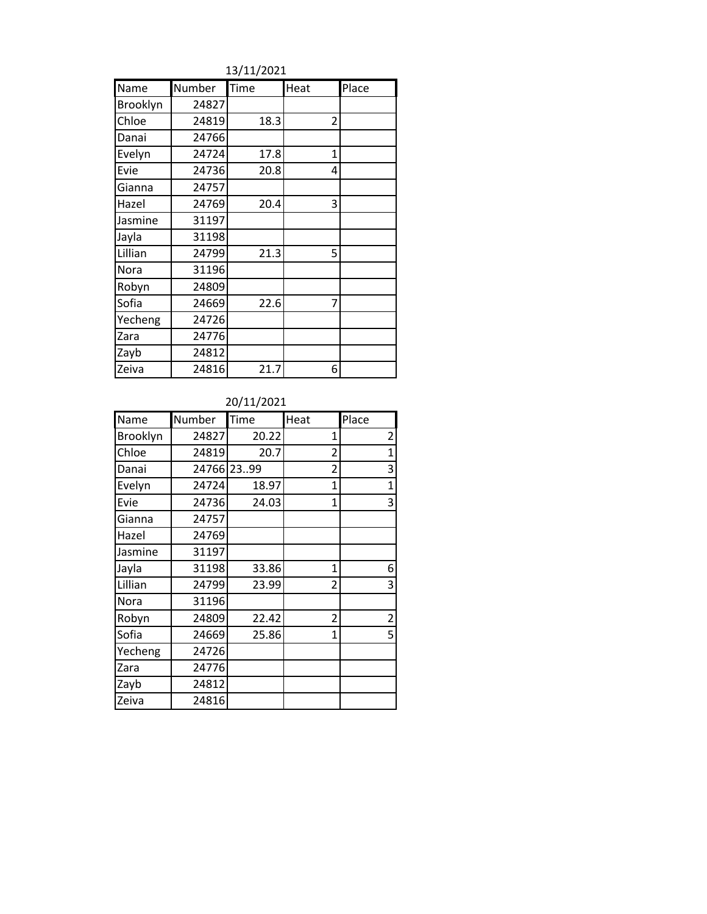13/11/2021

| Name | Number | Time | Heat | Place |
|---|---|---|---|---|
| Brooklyn | 24827 | | | |
| Chloe | 24819 | 18.3 | 2 | |
| Danai | 24766 | | | |
| Evelyn | 24724 | 17.8 | 1 | |
| Evie | 24736 | 20.8 | 4 | |
| Gianna | 24757 | | | |
| Hazel | 24769 | 20.4 | 3 | |
| Jasmine | 31197 | | | |
| Jayla | 31198 | | | |
| Lillian | 24799 | 21.3 | 5 | |
| Nora | 31196 | | | |
| Robyn | 24809 | | | |
| Sofia | 24669 | 22.6 | 7 | |
| Yecheng | 24726 | | | |
| Zara | 24776 | | | |
| Zayb | 24812 | | | |
| Zeiva | 24816 | 21.7 | 6 | |

20/11/2021

| Name | Number | Time | Heat | Place |
|---|---|---|---|---|
| Brooklyn | 24827 | 20.22 | 1 | 2 |
| Chloe | 24819 | 20.7 | 2 | 1 |
| Danai | 24766 | 23..99 | 2 | 3 |
| Evelyn | 24724 | 18.97 | 1 | 1 |
| Evie | 24736 | 24.03 | 1 | 3 |
| Gianna | 24757 | | | |
| Hazel | 24769 | | | |
| Jasmine | 31197 | | | |
| Jayla | 31198 | 33.86 | 1 | 6 |
| Lillian | 24799 | 23.99 | 2 | 3 |
| Nora | 31196 | | | |
| Robyn | 24809 | 22.42 | 2 | 2 |
| Sofia | 24669 | 25.86 | 1 | 5 |
| Yecheng | 24726 | | | |
| Zara | 24776 | | | |
| Zayb | 24812 | | | |
| Zeiva | 24816 | | | |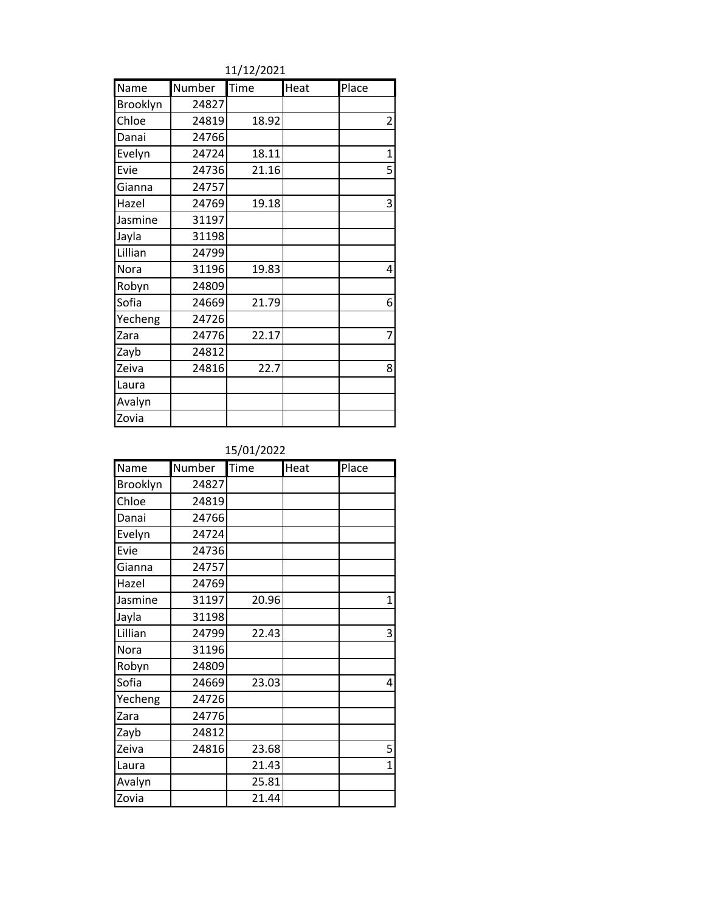11/12/2021

| Name | Number | Time | Heat | Place |
|---|---|---|---|---|
| Brooklyn | 24827 | | | |
| Chloe | 24819 | 18.92 | | 2 |
| Danai | 24766 | | | |
| Evelyn | 24724 | 18.11 | | 1 |
| Evie | 24736 | 21.16 | | 5 |
| Gianna | 24757 | | | |
| Hazel | 24769 | 19.18 | | 3 |
| Jasmine | 31197 | | | |
| Jayla | 31198 | | | |
| Lillian | 24799 | | | |
| Nora | 31196 | 19.83 | | 4 |
| Robyn | 24809 | | | |
| Sofia | 24669 | 21.79 | | 6 |
| Yecheng | 24726 | | | |
| Zara | 24776 | 22.17 | | 7 |
| Zayb | 24812 | | | |
| Zeiva | 24816 | 22.7 | | 8 |
| Laura | | | | |
| Avalyn | | | | |
| Zovia | | | | |

15/01/2022

| Name | Number | Time | Heat | Place |
|---|---|---|---|---|
| Brooklyn | 24827 | | | |
| Chloe | 24819 | | | |
| Danai | 24766 | | | |
| Evelyn | 24724 | | | |
| Evie | 24736 | | | |
| Gianna | 24757 | | | |
| Hazel | 24769 | | | |
| Jasmine | 31197 | 20.96 | | 1 |
| Jayla | 31198 | | | |
| Lillian | 24799 | 22.43 | | 3 |
| Nora | 31196 | | | |
| Robyn | 24809 | | | |
| Sofia | 24669 | 23.03 | | 4 |
| Yecheng | 24726 | | | |
| Zara | 24776 | | | |
| Zayb | 24812 | | | |
| Zeiva | 24816 | 23.68 | | 5 |
| Laura | | 21.43 | | 1 |
| Avalyn | | 25.81 | | |
| Zovia | | 21.44 | | |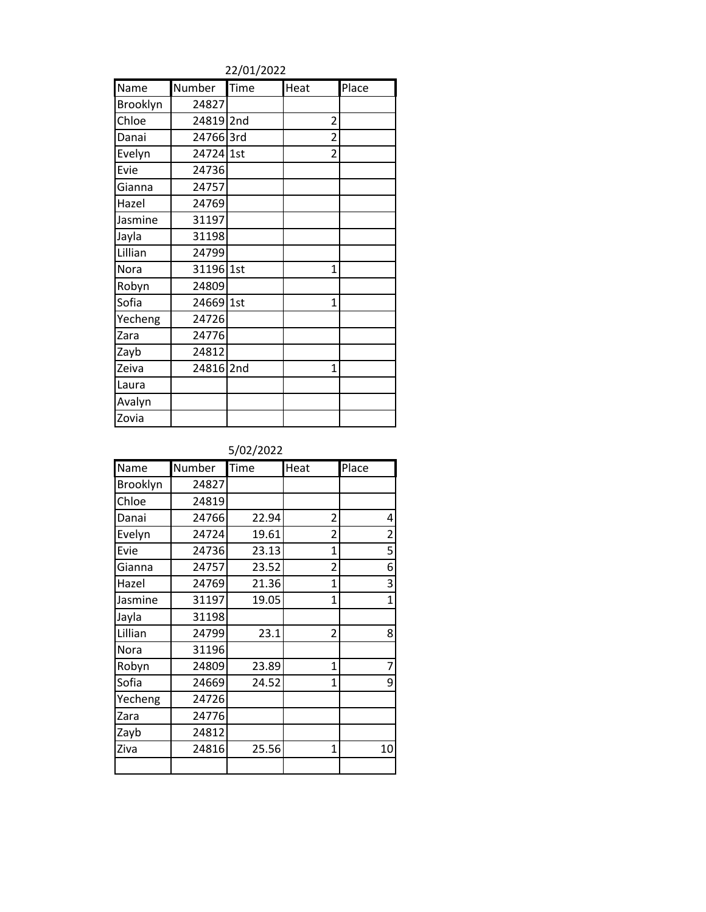22/01/2022

| Name | Number | Time | Heat | Place |
|---|---|---|---|---|
| Brooklyn | 24827 | | | |
| Chloe | 24819 | 2nd | 2 | |
| Danai | 24766 | 3rd | 2 | |
| Evelyn | 24724 | 1st | 2 | |
| Evie | 24736 | | | |
| Gianna | 24757 | | | |
| Hazel | 24769 | | | |
| Jasmine | 31197 | | | |
| Jayla | 31198 | | | |
| Lillian | 24799 | | | |
| Nora | 31196 | 1st | 1 | |
| Robyn | 24809 | | | |
| Sofia | 24669 | 1st | 1 | |
| Yecheng | 24726 | | | |
| Zara | 24776 | | | |
| Zayb | 24812 | | | |
| Zeiva | 24816 | 2nd | 1 | |
| Laura | | | | |
| Avalyn | | | | |
| Zovia | | | | |

5/02/2022

| Name | Number | Time | Heat | Place |
|---|---|---|---|---|
| Brooklyn | 24827 | | | |
| Chloe | 24819 | | | |
| Danai | 24766 | 22.94 | 2 | 4 |
| Evelyn | 24724 | 19.61 | 2 | 2 |
| Evie | 24736 | 23.13 | 1 | 5 |
| Gianna | 24757 | 23.52 | 2 | 6 |
| Hazel | 24769 | 21.36 | 1 | 3 |
| Jasmine | 31197 | 19.05 | 1 | 1 |
| Jayla | 31198 | | | |
| Lillian | 24799 | 23.1 | 2 | 8 |
| Nora | 31196 | | | |
| Robyn | 24809 | 23.89 | 1 | 7 |
| Sofia | 24669 | 24.52 | 1 | 9 |
| Yecheng | 24726 | | | |
| Zara | 24776 | | | |
| Zayb | 24812 | | | |
| Ziva | 24816 | 25.56 | 1 | 10 |
| | | | | |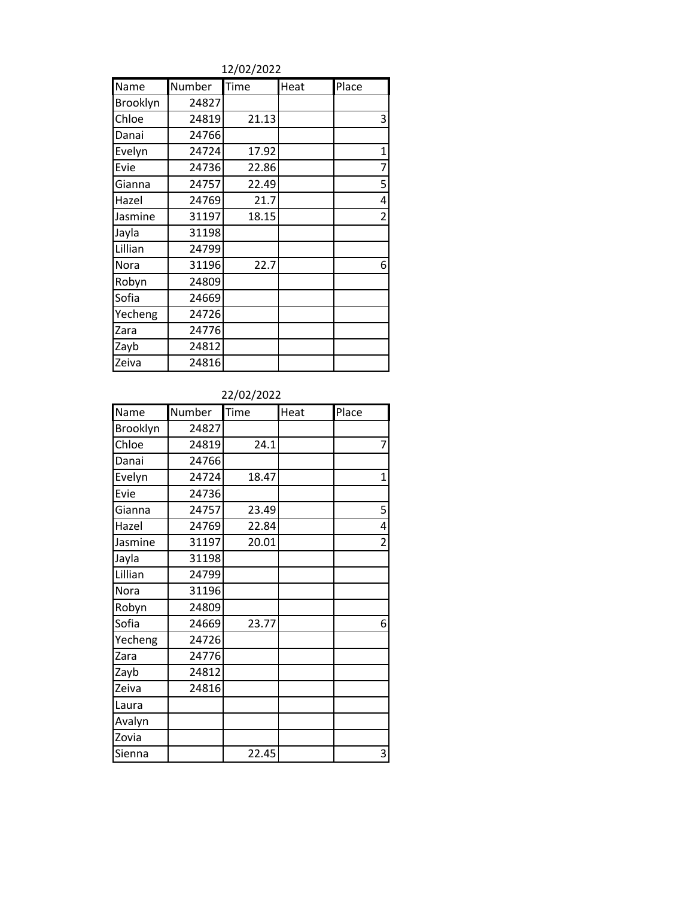12/02/2022

| Name | Number | Time | Heat | Place |
|---|---|---|---|---|
| Brooklyn | 24827 | | | |
| Chloe | 24819 | 21.13 | | 3 |
| Danai | 24766 | | | |
| Evelyn | 24724 | 17.92 | | 1 |
| Evie | 24736 | 22.86 | | 7 |
| Gianna | 24757 | 22.49 | | 5 |
| Hazel | 24769 | 21.7 | | 4 |
| Jasmine | 31197 | 18.15 | | 2 |
| Jayla | 31198 | | | |
| Lillian | 24799 | | | |
| Nora | 31196 | 22.7 | | 6 |
| Robyn | 24809 | | | |
| Sofia | 24669 | | | |
| Yecheng | 24726 | | | |
| Zara | 24776 | | | |
| Zayb | 24812 | | | |
| Zeiva | 24816 | | | |

22/02/2022

| Name | Number | Time | Heat | Place |
|---|---|---|---|---|
| Brooklyn | 24827 | | | |
| Chloe | 24819 | 24.1 | | 7 |
| Danai | 24766 | | | |
| Evelyn | 24724 | 18.47 | | 1 |
| Evie | 24736 | | | |
| Gianna | 24757 | 23.49 | | 5 |
| Hazel | 24769 | 22.84 | | 4 |
| Jasmine | 31197 | 20.01 | | 2 |
| Jayla | 31198 | | | |
| Lillian | 24799 | | | |
| Nora | 31196 | | | |
| Robyn | 24809 | | | |
| Sofia | 24669 | 23.77 | | 6 |
| Yecheng | 24726 | | | |
| Zara | 24776 | | | |
| Zayb | 24812 | | | |
| Zeiva | 24816 | | | |
| Laura | | | | |
| Avalyn | | | | |
| Zovia | | | | |
| Sienna | | 22.45 | | 3 |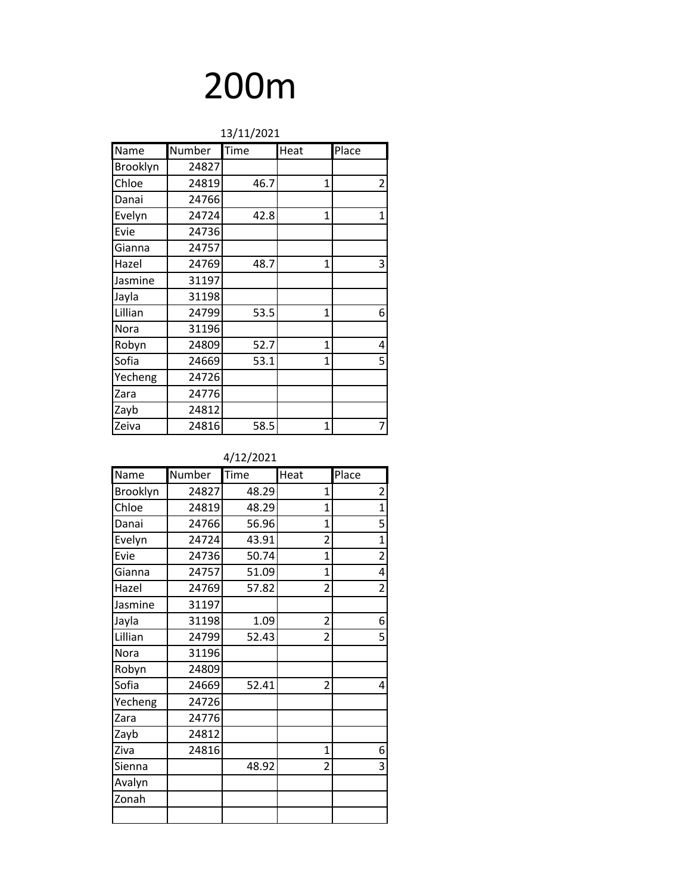# 200m

13/11/2021

| Name | Number | Time | Heat | Place |
|---|---|---|---|---|
| Brooklyn | 24827 | | | |
| Chloe | 24819 | 46.7 | 1 | 2 |
| Danai | 24766 | | | |
| Evelyn | 24724 | 42.8 | 1 | 1 |
| Evie | 24736 | | | |
| Gianna | 24757 | | | |
| Hazel | 24769 | 48.7 | 1 | 3 |
| Jasmine | 31197 | | | |
| Jayla | 31198 | | | |
| Lillian | 24799 | 53.5 | 1 | 6 |
| Nora | 31196 | | | |
| Robyn | 24809 | 52.7 | 1 | 4 |
| Sofia | 24669 | 53.1 | 1 | 5 |
| Yecheng | 24726 | | | |
| Zara | 24776 | | | |
| Zayb | 24812 | | | |
| Zeiva | 24816 | 58.5 | 1 | 7 |

4/12/2021

| Name | Number | Time | Heat | Place |
|---|---|---|---|---|
| Brooklyn | 24827 | 48.29 | 1 | 2 |
| Chloe | 24819 | 48.29 | 1 | 1 |
| Danai | 24766 | 56.96 | 1 | 5 |
| Evelyn | 24724 | 43.91 | 2 | 1 |
| Evie | 24736 | 50.74 | 1 | 2 |
| Gianna | 24757 | 51.09 | 1 | 4 |
| Hazel | 24769 | 57.82 | 2 | 2 |
| Jasmine | 31197 | | | |
| Jayla | 31198 | 1.09 | 2 | 6 |
| Lillian | 24799 | 52.43 | 2 | 5 |
| Nora | 31196 | | | |
| Robyn | 24809 | | | |
| Sofia | 24669 | 52.41 | 2 | 4 |
| Yecheng | 24726 | | | |
| Zara | 24776 | | | |
| Zayb | 24812 | | | |
| Ziva | 24816 | | 1 | 6 |
| Sienna | | 48.92 | 2 | 3 |
| Avalyn | | | | |
| Zonah | | | | |
| | | | | |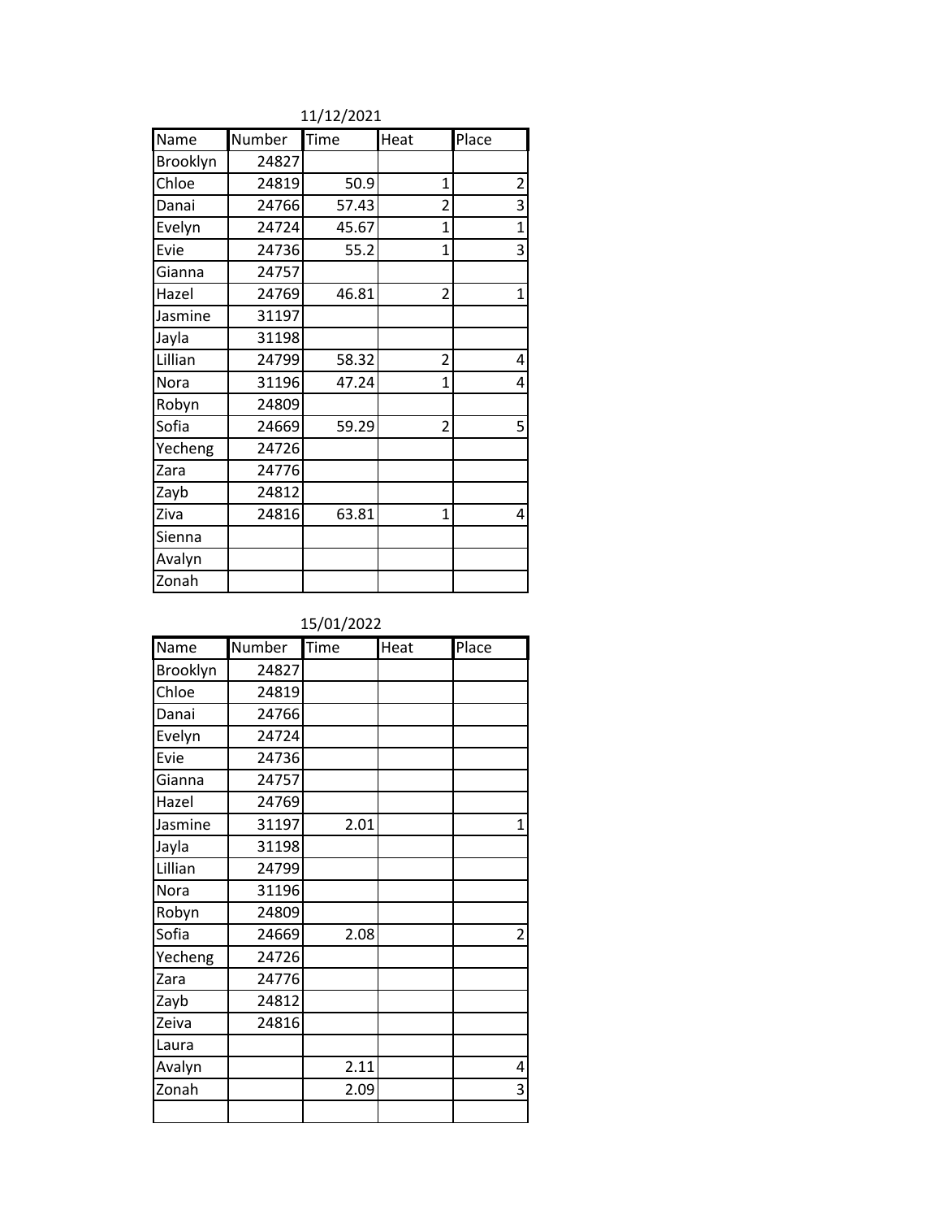11/12/2021

| Name | Number | Time | Heat | Place |
|---|---|---|---|---|
| Brooklyn | 24827 | | | |
| Chloe | 24819 | 50.9 | 1 | 2 |
| Danai | 24766 | 57.43 | 2 | 3 |
| Evelyn | 24724 | 45.67 | 1 | 1 |
| Evie | 24736 | 55.2 | 1 | 3 |
| Gianna | 24757 | | | |
| Hazel | 24769 | 46.81 | 2 | 1 |
| Jasmine | 31197 | | | |
| Jayla | 31198 | | | |
| Lillian | 24799 | 58.32 | 2 | 4 |
| Nora | 31196 | 47.24 | 1 | 4 |
| Robyn | 24809 | | | |
| Sofia | 24669 | 59.29 | 2 | 5 |
| Yecheng | 24726 | | | |
| Zara | 24776 | | | |
| Zayb | 24812 | | | |
| Ziva | 24816 | 63.81 | 1 | 4 |
| Sienna | | | | |
| Avalyn | | | | |
| Zonah | | | | |

15/01/2022

| Name | Number | Time | Heat | Place |
|---|---|---|---|---|
| Brooklyn | 24827 | | | |
| Chloe | 24819 | | | |
| Danai | 24766 | | | |
| Evelyn | 24724 | | | |
| Evie | 24736 | | | |
| Gianna | 24757 | | | |
| Hazel | 24769 | | | |
| Jasmine | 31197 | 2.01 | | 1 |
| Jayla | 31198 | | | |
| Lillian | 24799 | | | |
| Nora | 31196 | | | |
| Robyn | 24809 | | | |
| Sofia | 24669 | 2.08 | | 2 |
| Yecheng | 24726 | | | |
| Zara | 24776 | | | |
| Zayb | 24812 | | | |
| Zeiva | 24816 | | | |
| Laura | | | | |
| Avalyn | | 2.11 | | 4 |
| Zonah | | 2.09 | | 3 |
| | | | | |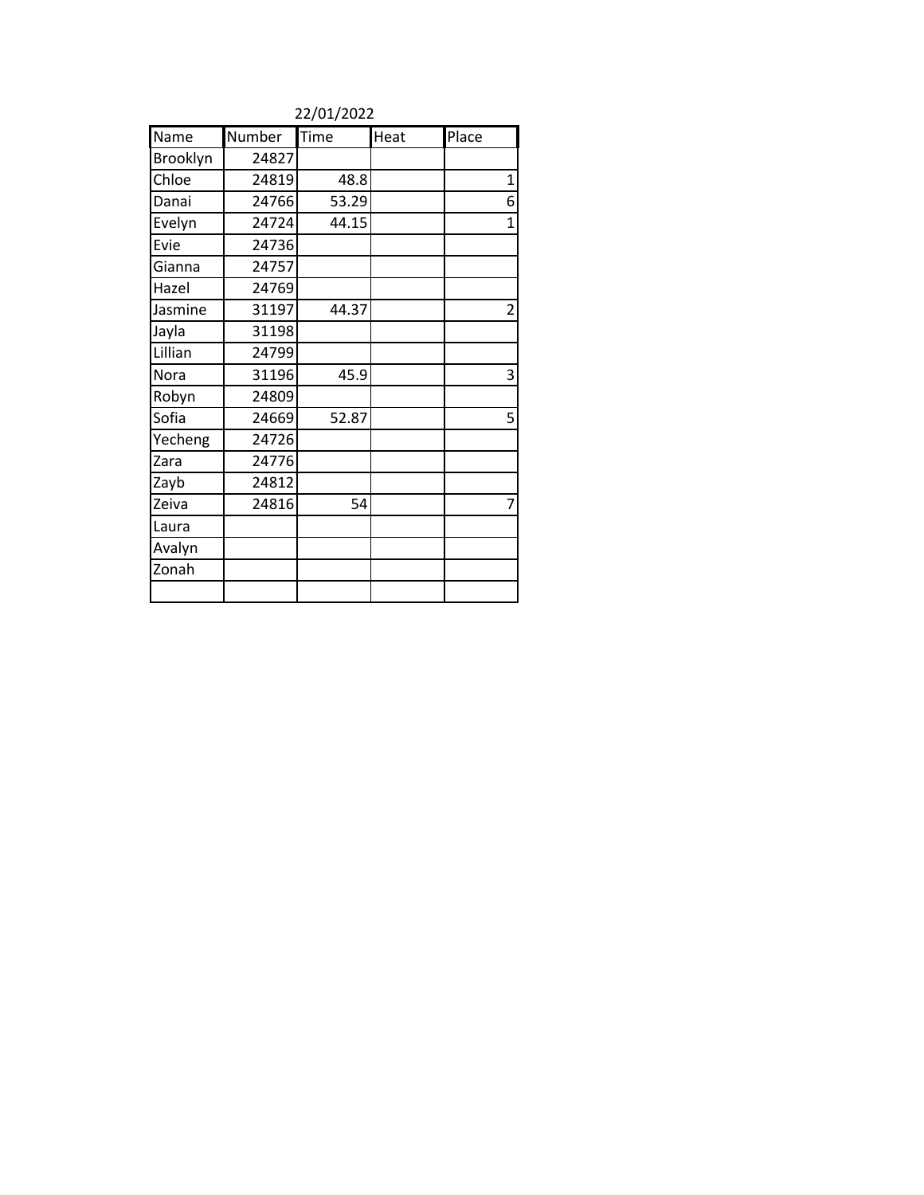22/01/2022

| Name | Number | Time | Heat | Place |
|---|---|---|---|---|
| Brooklyn | 24827 | | | |
| Chloe | 24819 | 48.8 | | 1 |
| Danai | 24766 | 53.29 | | 6 |
| Evelyn | 24724 | 44.15 | | 1 |
| Evie | 24736 | | | |
| Gianna | 24757 | | | |
| Hazel | 24769 | | | |
| Jasmine | 31197 | 44.37 | | 2 |
| Jayla | 31198 | | | |
| Lillian | 24799 | | | |
| Nora | 31196 | 45.9 | | 3 |
| Robyn | 24809 | | | |
| Sofia | 24669 | 52.87 | | 5 |
| Yecheng | 24726 | | | |
| Zara | 24776 | | | |
| Zayb | 24812 | | | |
| Zeiva | 24816 | 54 | | 7 |
| Laura | | | | |
| Avalyn | | | | |
| Zonah | | | | |
| | | | | |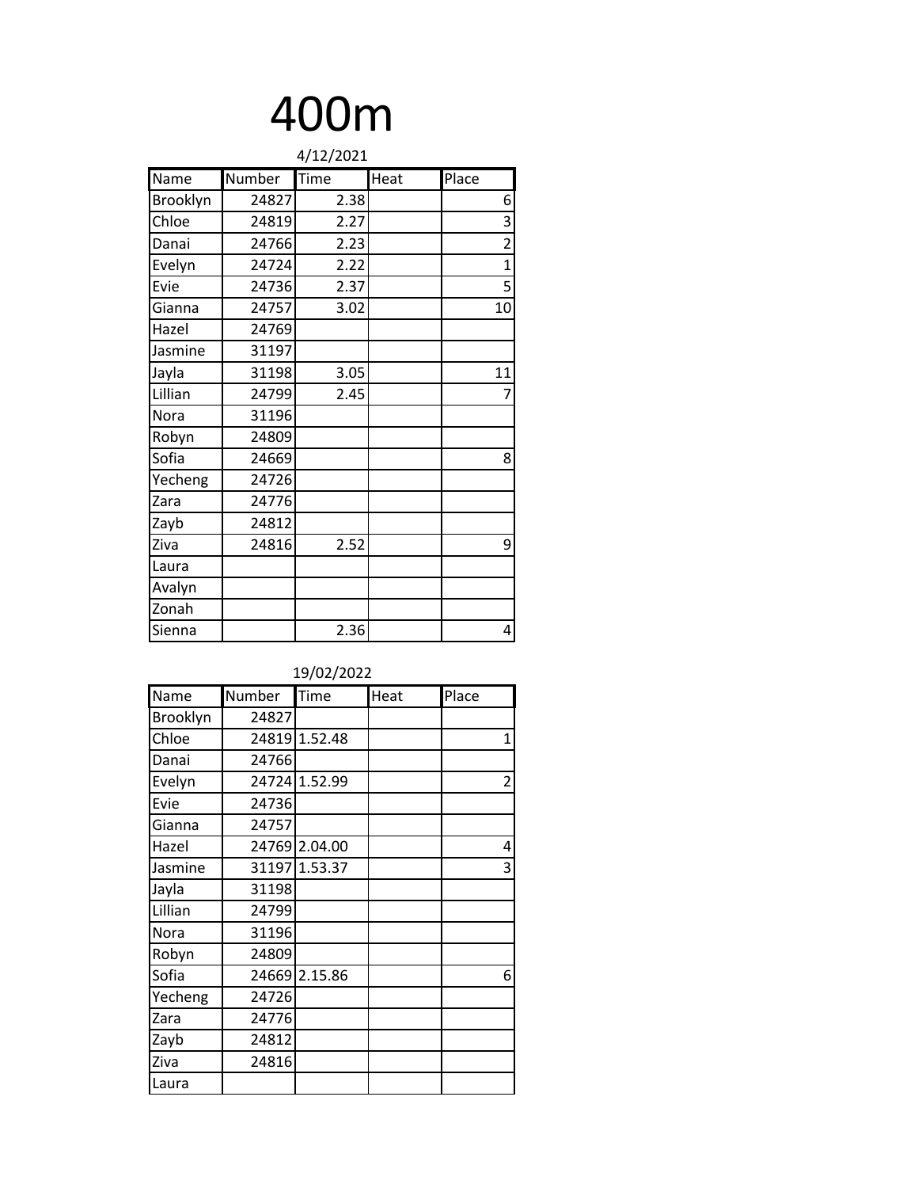# 400m

4/12/2021

| Name | Number | Time | Heat | Place |
| --- | --- | --- | --- | --- |
| Brooklyn | 24827 | 2.38 | | 6 |
| Chloe | 24819 | 2.27 | | 3 |
| Danai | 24766 | 2.23 | | 2 |
| Evelyn | 24724 | 2.22 | | 1 |
| Evie | 24736 | 2.37 | | 5 |
| Gianna | 24757 | 3.02 | | 10 |
| Hazel | 24769 | | | |
| Jasmine | 31197 | | | |
| Jayla | 31198 | 3.05 | | 11 |
| Lillian | 24799 | 2.45 | | 7 |
| Nora | 31196 | | | |
| Robyn | 24809 | | | |
| Sofia | 24669 | | | 8 |
| Yecheng | 24726 | | | |
| Zara | 24776 | | | |
| Zayb | 24812 | | | |
| Ziva | 24816 | 2.52 | | 9 |
| Laura | | | | |
| Avalyn | | | | |
| Zonah | | | | |
| Sienna | | 2.36 | | 4 |

19/02/2022

| Name | Number | Time | Heat | Place |
| --- | --- | --- | --- | --- |
| Brooklyn | 24827 | | | |
| Chloe | 24819 | 1.52.48 | | 1 |
| Danai | 24766 | | | |
| Evelyn | 24724 | 1.52.99 | | 2 |
| Evie | 24736 | | | |
| Gianna | 24757 | | | |
| Hazel | 24769 | 2.04.00 | | 4 |
| Jasmine | 31197 | 1.53.37 | | 3 |
| Jayla | 31198 | | | |
| Lillian | 24799 | | | |
| Nora | 31196 | | | |
| Robyn | 24809 | | | |
| Sofia | 24669 | 2.15.86 | | 6 |
| Yecheng | 24726 | | | |
| Zara | 24776 | | | |
| Zayb | 24812 | | | |
| Ziva | 24816 | | | |
| Laura | | | | |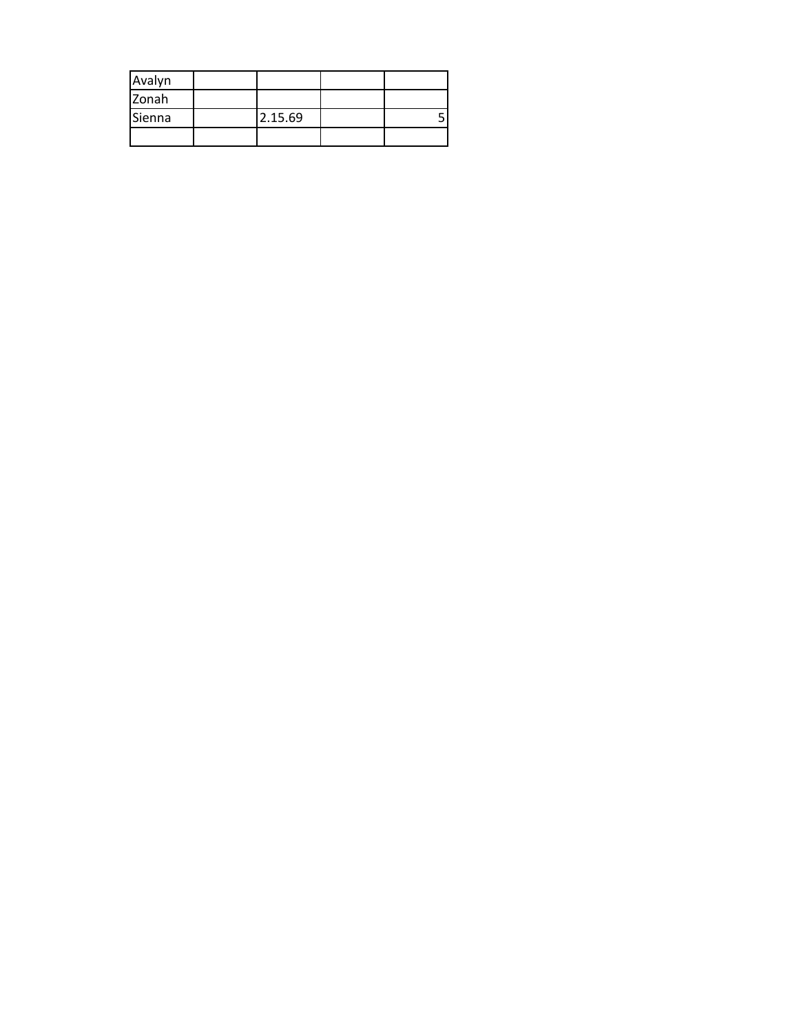| Avalyn | | | | |
|---|---|---|---|---|
| Zonah | | | | |
| Sienna | | 2.15.69 | | 5 |
| | | | | |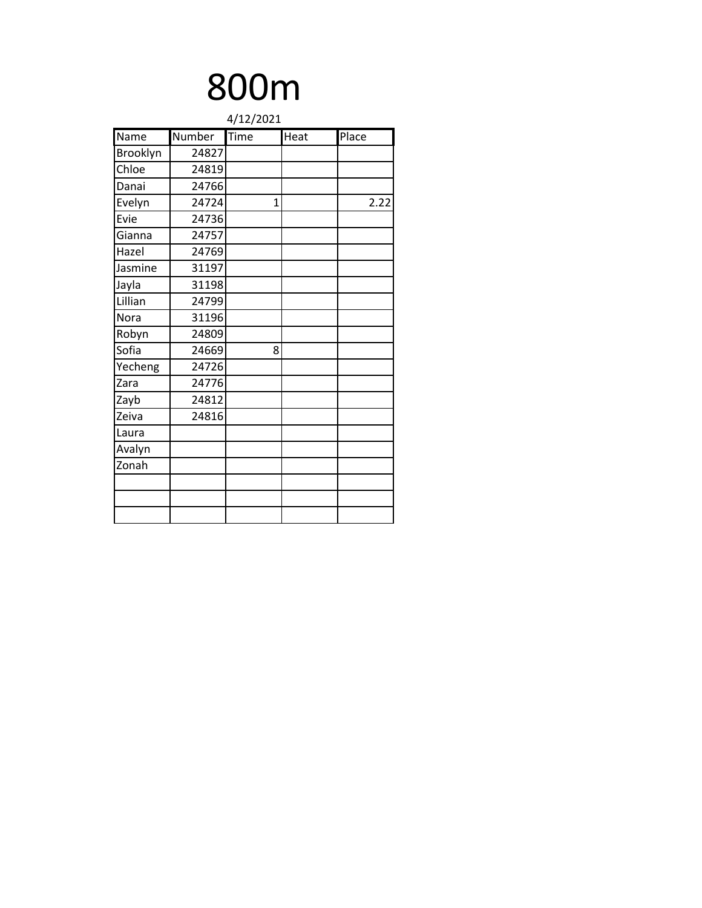# 800m

4/12/2021

| Name | Number | Time | Heat | Place |
|---|---|---|---|---|
| Brooklyn | 24827 | | | |
| Chloe | 24819 | | | |
| Danai | 24766 | | | |
| Evelyn | 24724 | 1 | | 2.22 |
| Evie | 24736 | | | |
| Gianna | 24757 | | | |
| Hazel | 24769 | | | |
| Jasmine | 31197 | | | |
| Jayla | 31198 | | | |
| Lillian | 24799 | | | |
| Nora | 31196 | | | |
| Robyn | 24809 | | | |
| Sofia | 24669 | 8 | | |
| Yecheng | 24726 | | | |
| Zara | 24776 | | | |
| Zayb | 24812 | | | |
| Zeiva | 24816 | | | |
| Laura | | | | |
| Avalyn | | | | |
| Zonah | | | | |
| | | | | |
| | | | | |
| | | | | |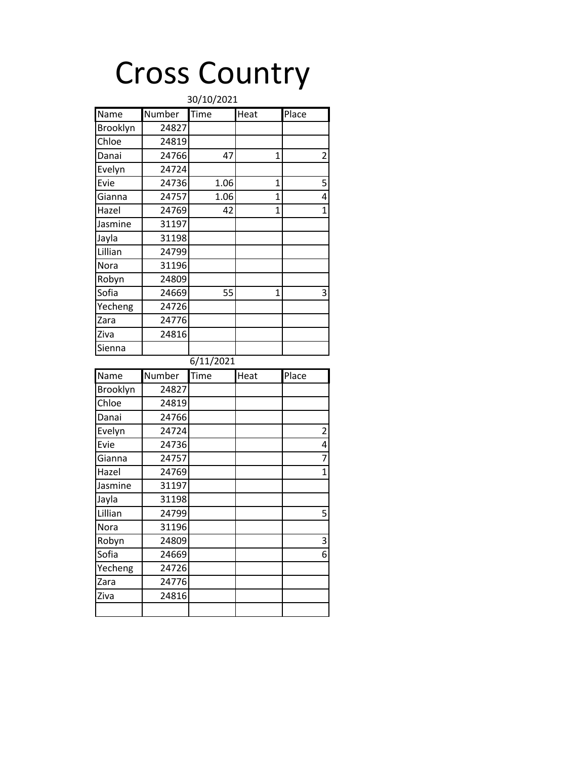# Cross Country

30/10/2021

| Name | Number | Time | Heat | Place |
|---|---|---|---|---|
| Brooklyn | 24827 | | | |
| Chloe | 24819 | | | |
| Danai | 24766 | 47 | 1 | 2 |
| Evelyn | 24724 | | | |
| Evie | 24736 | 1.06 | 1 | 5 |
| Gianna | 24757 | 1.06 | 1 | 4 |
| Hazel | 24769 | 42 | 1 | 1 |
| Jasmine | 31197 | | | |
| Jayla | 31198 | | | |
| Lillian | 24799 | | | |
| Nora | 31196 | | | |
| Robyn | 24809 | | | |
| Sofia | 24669 | 55 | 1 | 3 |
| Yecheng | 24726 | | | |
| Zara | 24776 | | | |
| Ziva | 24816 | | | |
| Sienna | | | | |

6/11/2021

| Name | Number | Time | Heat | Place |
|---|---|---|---|---|
| Brooklyn | 24827 | | | |
| Chloe | 24819 | | | |
| Danai | 24766 | | | |
| Evelyn | 24724 | | | 2 |
| Evie | 24736 | | | 4 |
| Gianna | 24757 | | | 7 |
| Hazel | 24769 | | | 1 |
| Jasmine | 31197 | | | |
| Jayla | 31198 | | | |
| Lillian | 24799 | | | 5 |
| Nora | 31196 | | | |
| Robyn | 24809 | | | 3 |
| Sofia | 24669 | | | 6 |
| Yecheng | 24726 | | | |
| Zara | 24776 | | | |
| Ziva | 24816 | | | |
| | | | | |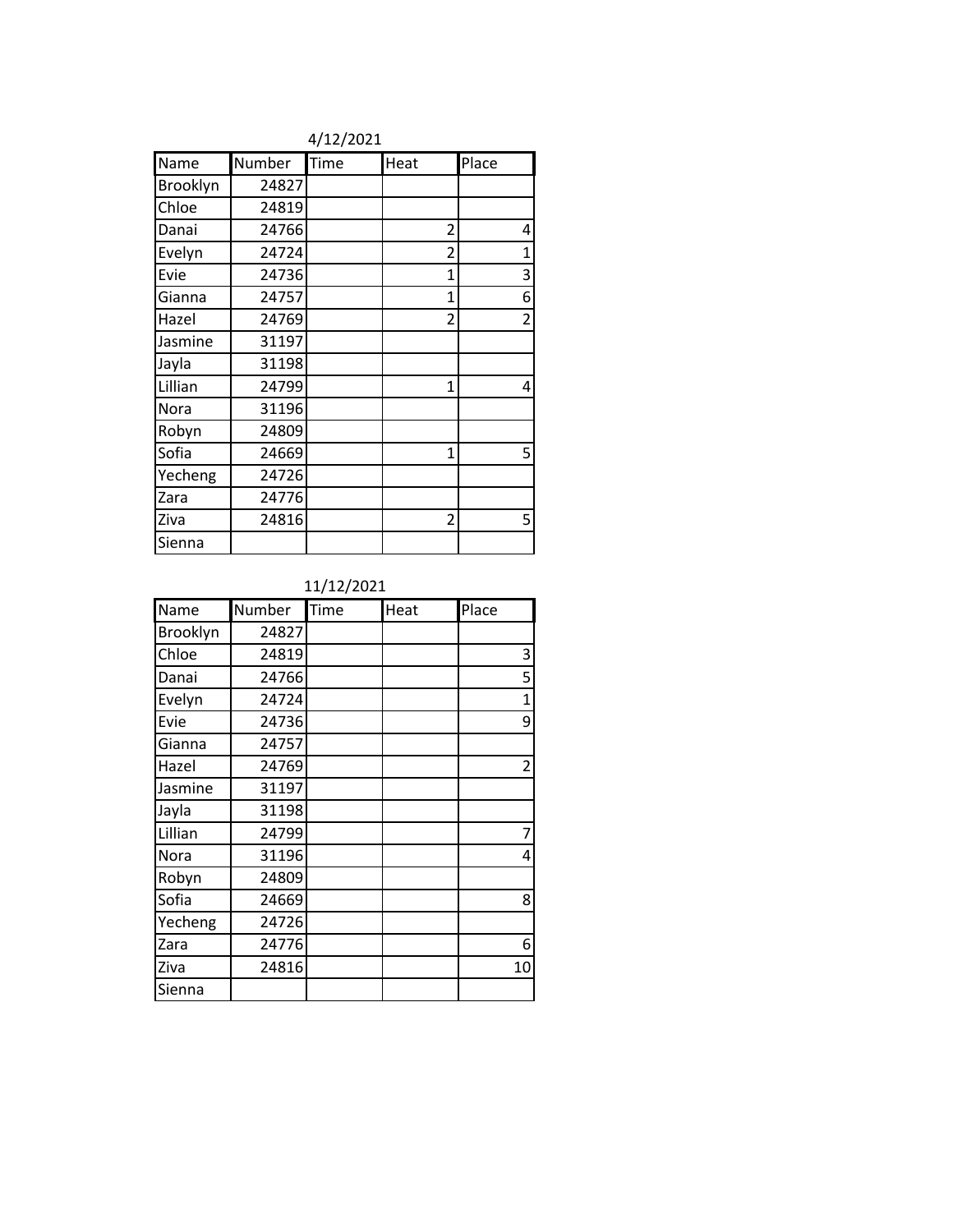4/12/2021

| Name | Number | Time | Heat | Place |
|---|---|---|---|---|
| Brooklyn | 24827 | | | |
| Chloe | 24819 | | | |
| Danai | 24766 | | 2 | 4 |
| Evelyn | 24724 | | 2 | 1 |
| Evie | 24736 | | 1 | 3 |
| Gianna | 24757 | | 1 | 6 |
| Hazel | 24769 | | 2 | 2 |
| Jasmine | 31197 | | | |
| Jayla | 31198 | | | |
| Lillian | 24799 | | 1 | 4 |
| Nora | 31196 | | | |
| Robyn | 24809 | | | |
| Sofia | 24669 | | 1 | 5 |
| Yecheng | 24726 | | | |
| Zara | 24776 | | | |
| Ziva | 24816 | | 2 | 5 |
| Sienna | | | | |

11/12/2021

| Name | Number | Time | Heat | Place |
|---|---|---|---|---|
| Brooklyn | 24827 | | | |
| Chloe | 24819 | | | 3 |
| Danai | 24766 | | | 5 |
| Evelyn | 24724 | | | 1 |
| Evie | 24736 | | | 9 |
| Gianna | 24757 | | | |
| Hazel | 24769 | | | 2 |
| Jasmine | 31197 | | | |
| Jayla | 31198 | | | |
| Lillian | 24799 | | | 7 |
| Nora | 31196 | | | 4 |
| Robyn | 24809 | | | |
| Sofia | 24669 | | | 8 |
| Yecheng | 24726 | | | |
| Zara | 24776 | | | 6 |
| Ziva | 24816 | | | 10 |
| Sienna | | | | |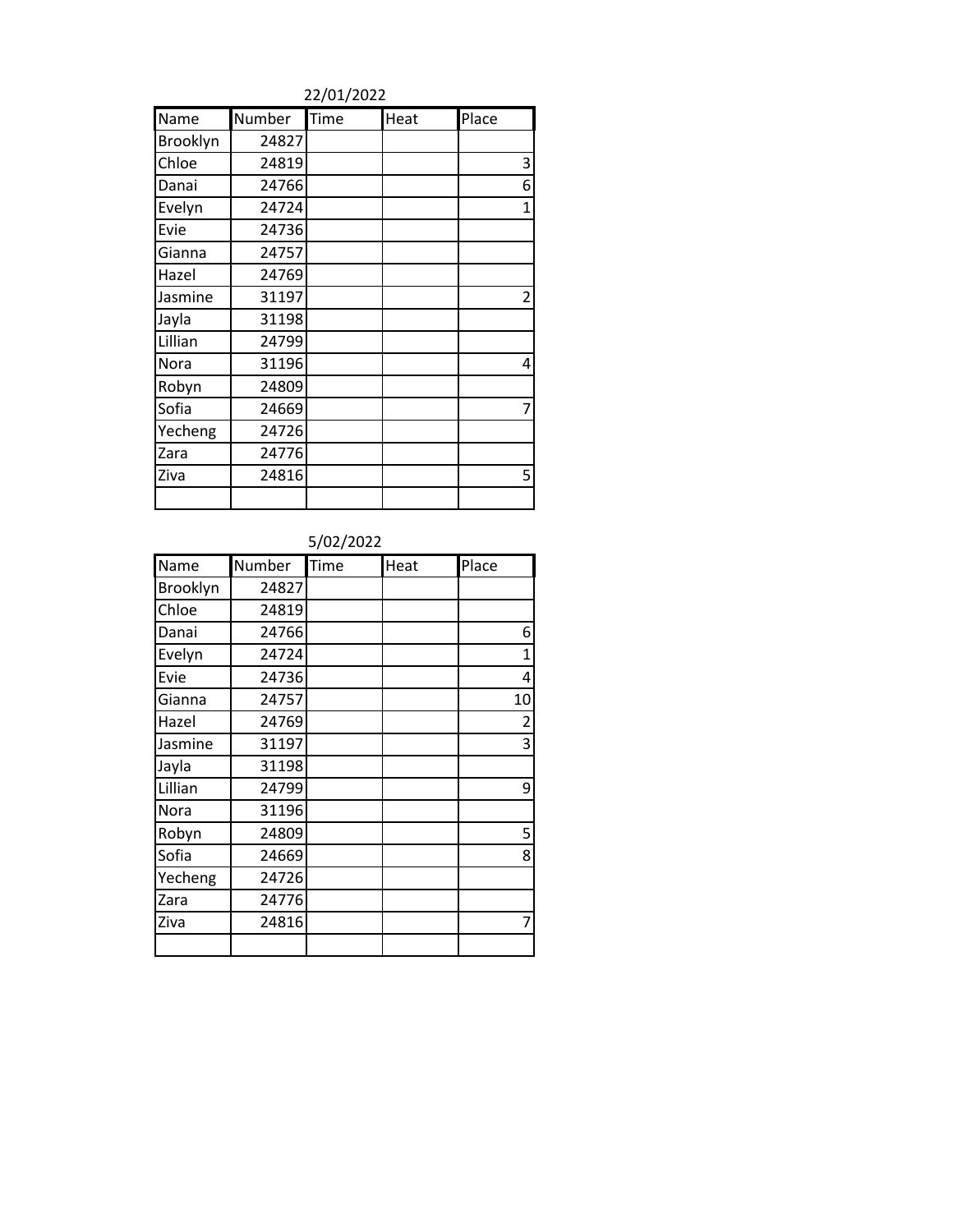22/01/2022

| Name | Number | Time | Heat | Place |
|---|---|---|---|---|
| Brooklyn | 24827 | | | |
| Chloe | 24819 | | | 3 |
| Danai | 24766 | | | 6 |
| Evelyn | 24724 | | | 1 |
| Evie | 24736 | | | |
| Gianna | 24757 | | | |
| Hazel | 24769 | | | |
| Jasmine | 31197 | | | 2 |
| Jayla | 31198 | | | |
| Lillian | 24799 | | | |
| Nora | 31196 | | | 4 |
| Robyn | 24809 | | | |
| Sofia | 24669 | | | 7 |
| Yecheng | 24726 | | | |
| Zara | 24776 | | | |
| Ziva | 24816 | | | 5 |
| | | | | |

5/02/2022

| Name | Number | Time | Heat | Place |
|---|---|---|---|---|
| Brooklyn | 24827 | | | |
| Chloe | 24819 | | | |
| Danai | 24766 | | | 6 |
| Evelyn | 24724 | | | 1 |
| Evie | 24736 | | | 4 |
| Gianna | 24757 | | | 10 |
| Hazel | 24769 | | | 2 |
| Jasmine | 31197 | | | 3 |
| Jayla | 31198 | | | |
| Lillian | 24799 | | | 9 |
| Nora | 31196 | | | |
| Robyn | 24809 | | | 5 |
| Sofia | 24669 | | | 8 |
| Yecheng | 24726 | | | |
| Zara | 24776 | | | |
| Ziva | 24816 | | | 7 |
| | | | | |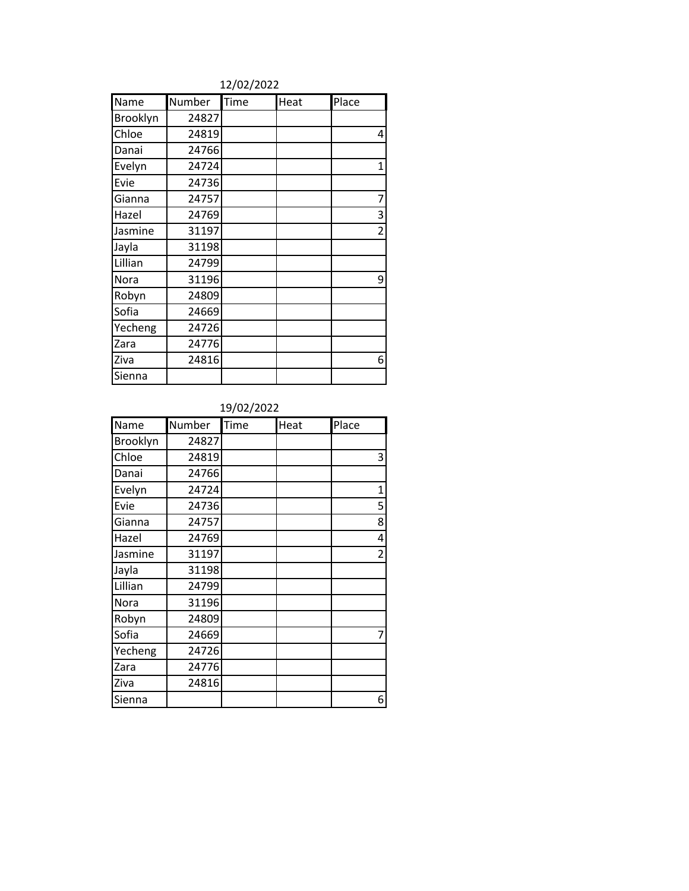12/02/2022

| Name | Number | Time | Heat | Place |
|---|---|---|---|---|
| Brooklyn | 24827 | | | |
| Chloe | 24819 | | | 4 |
| Danai | 24766 | | | |
| Evelyn | 24724 | | | 1 |
| Evie | 24736 | | | |
| Gianna | 24757 | | | 7 |
| Hazel | 24769 | | | 3 |
| Jasmine | 31197 | | | 2 |
| Jayla | 31198 | | | |
| Lillian | 24799 | | | |
| Nora | 31196 | | | 9 |
| Robyn | 24809 | | | |
| Sofia | 24669 | | | |
| Yecheng | 24726 | | | |
| Zara | 24776 | | | |
| Ziva | 24816 | | | 6 |
| Sienna | | | | |

19/02/2022

| Name | Number | Time | Heat | Place |
|---|---|---|---|---|
| Brooklyn | 24827 | | | |
| Chloe | 24819 | | | 3 |
| Danai | 24766 | | | |
| Evelyn | 24724 | | | 1 |
| Evie | 24736 | | | 5 |
| Gianna | 24757 | | | 8 |
| Hazel | 24769 | | | 4 |
| Jasmine | 31197 | | | 2 |
| Jayla | 31198 | | | |
| Lillian | 24799 | | | |
| Nora | 31196 | | | |
| Robyn | 24809 | | | |
| Sofia | 24669 | | | 7 |
| Yecheng | 24726 | | | |
| Zara | 24776 | | | |
| Ziva | 24816 | | | |
| Sienna | | | | 6 |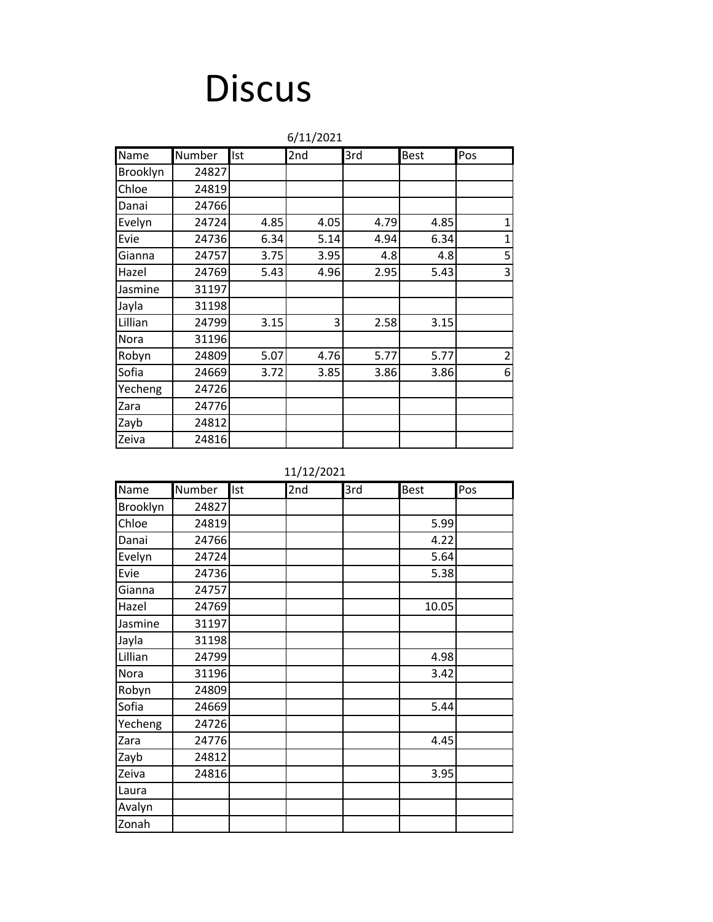# Discus

6/11/2021

| Name | Number | Ist | 2nd | 3rd | Best | Pos |
|---|---|---|---|---|---|---|
| Brooklyn | 24827 | | | | | |
| Chloe | 24819 | | | | | |
| Danai | 24766 | | | | | |
| Evelyn | 24724 | 4.85 | 4.05 | 4.79 | 4.85 | 1 |
| Evie | 24736 | 6.34 | 5.14 | 4.94 | 6.34 | 1 |
| Gianna | 24757 | 3.75 | 3.95 | 4.8 | 4.8 | 5 |
| Hazel | 24769 | 5.43 | 4.96 | 2.95 | 5.43 | 3 |
| Jasmine | 31197 | | | | | |
| Jayla | 31198 | | | | | |
| Lillian | 24799 | 3.15 | 3 | 2.58 | 3.15 | |
| Nora | 31196 | | | | | |
| Robyn | 24809 | 5.07 | 4.76 | 5.77 | 5.77 | 2 |
| Sofia | 24669 | 3.72 | 3.85 | 3.86 | 3.86 | 6 |
| Yecheng | 24726 | | | | | |
| Zara | 24776 | | | | | |
| Zayb | 24812 | | | | | |
| Zeiva | 24816 | | | | | |

11/12/2021

| Name | Number | Ist | 2nd | 3rd | Best | Pos |
|---|---|---|---|---|---|---|
| Brooklyn | 24827 | | | | | |
| Chloe | 24819 | | | | 5.99 | |
| Danai | 24766 | | | | 4.22 | |
| Evelyn | 24724 | | | | 5.64 | |
| Evie | 24736 | | | | 5.38 | |
| Gianna | 24757 | | | | | |
| Hazel | 24769 | | | | 10.05 | |
| Jasmine | 31197 | | | | | |
| Jayla | 31198 | | | | | |
| Lillian | 24799 | | | | 4.98 | |
| Nora | 31196 | | | | 3.42 | |
| Robyn | 24809 | | | | | |
| Sofia | 24669 | | | | 5.44 | |
| Yecheng | 24726 | | | | | |
| Zara | 24776 | | | | 4.45 | |
| Zayb | 24812 | | | | | |
| Zeiva | 24816 | | | | 3.95 | |
| Laura | | | | | | |
| Avalyn | | | | | | |
| Zonah | | | | | | |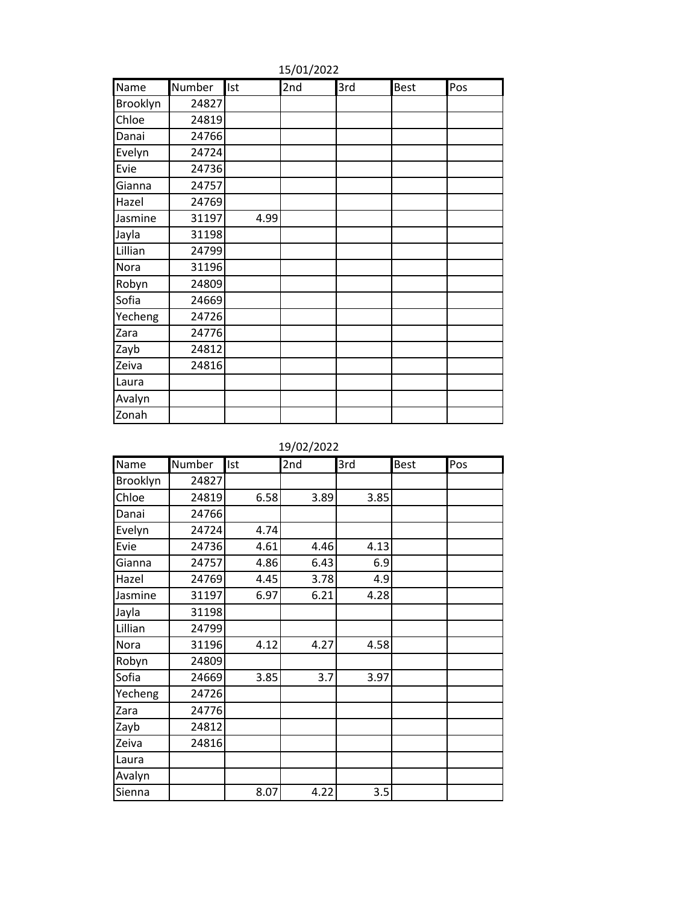15/01/2022

| Name | Number | Ist | 2nd | 3rd | Best | Pos |
|---|---|---|---|---|---|---|
| Brooklyn | 24827 | | | | | |
| Chloe | 24819 | | | | | |
| Danai | 24766 | | | | | |
| Evelyn | 24724 | | | | | |
| Evie | 24736 | | | | | |
| Gianna | 24757 | | | | | |
| Hazel | 24769 | | | | | |
| Jasmine | 31197 | 4.99 | | | | |
| Jayla | 31198 | | | | | |
| Lillian | 24799 | | | | | |
| Nora | 31196 | | | | | |
| Robyn | 24809 | | | | | |
| Sofia | 24669 | | | | | |
| Yecheng | 24726 | | | | | |
| Zara | 24776 | | | | | |
| Zayb | 24812 | | | | | |
| Zeiva | 24816 | | | | | |
| Laura | | | | | | |
| Avalyn | | | | | | |
| Zonah | | | | | | |

19/02/2022

| Name | Number | Ist | 2nd | 3rd | Best | Pos |
|---|---|---|---|---|---|---|
| Brooklyn | 24827 | | | | | |
| Chloe | 24819 | 6.58 | 3.89 | 3.85 | | |
| Danai | 24766 | | | | | |
| Evelyn | 24724 | 4.74 | | | | |
| Evie | 24736 | 4.61 | 4.46 | 4.13 | | |
| Gianna | 24757 | 4.86 | 6.43 | 6.9 | | |
| Hazel | 24769 | 4.45 | 3.78 | 4.9 | | |
| Jasmine | 31197 | 6.97 | 6.21 | 4.28 | | |
| Jayla | 31198 | | | | | |
| Lillian | 24799 | | | | | |
| Nora | 31196 | 4.12 | 4.27 | 4.58 | | |
| Robyn | 24809 | | | | | |
| Sofia | 24669 | 3.85 | 3.7 | 3.97 | | |
| Yecheng | 24726 | | | | | |
| Zara | 24776 | | | | | |
| Zayb | 24812 | | | | | |
| Zeiva | 24816 | | | | | |
| Laura | | | | | | |
| Avalyn | | | | | | |
| Sienna | | 8.07 | 4.22 | 3.5 | | |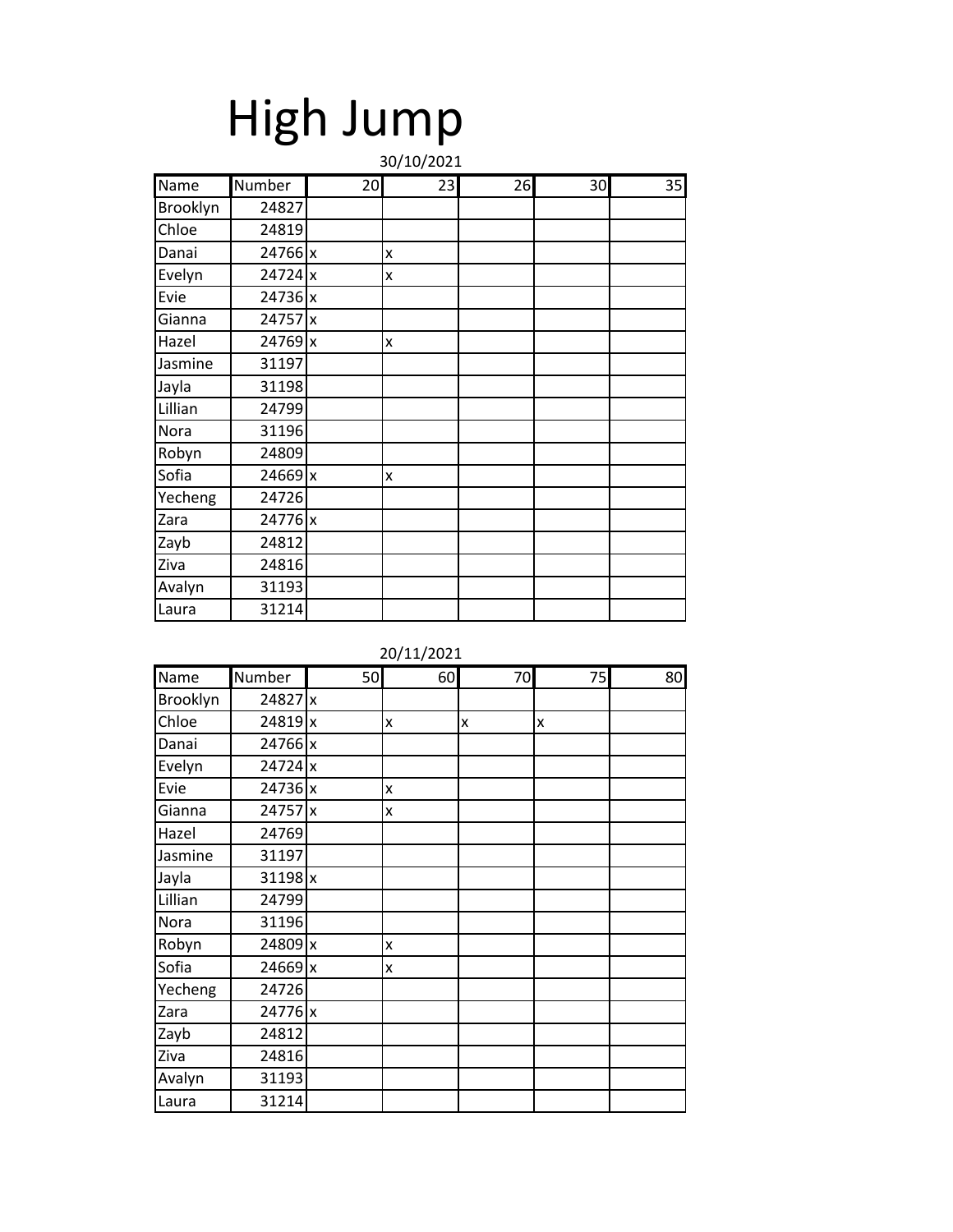# High Jump

30/10/2021

| Name | Number | 20 | 23 | 26 | 30 | 35 |
|---|---|---|---|---|---|---|
| Brooklyn | 24827 | | | | | |
| Chloe | 24819 | | | | | |
| Danai | 24766 | x | x | | | |
| Evelyn | 24724 | x | x | | | |
| Evie | 24736 | x | | | | |
| Gianna | 24757 | x | | | | |
| Hazel | 24769 | x | x | | | |
| Jasmine | 31197 | | | | | |
| Jayla | 31198 | | | | | |
| Lillian | 24799 | | | | | |
| Nora | 31196 | | | | | |
| Robyn | 24809 | | | | | |
| Sofia | 24669 | x | x | | | |
| Yecheng | 24726 | | | | | |
| Zara | 24776 | x | | | | |
| Zayb | 24812 | | | | | |
| Ziva | 24816 | | | | | |
| Avalyn | 31193 | | | | | |
| Laura | 31214 | | | | | |

20/11/2021

| Name | Number | 50 | 60 | 70 | 75 | 80 |
|---|---|---|---|---|---|---|
| Brooklyn | 24827 | x | | | | |
| Chloe | 24819 | x | x | x | x | |
| Danai | 24766 | x | | | | |
| Evelyn | 24724 | x | | | | |
| Evie | 24736 | x | x | | | |
| Gianna | 24757 | x | x | | | |
| Hazel | 24769 | | | | | |
| Jasmine | 31197 | | | | | |
| Jayla | 31198 | x | | | | |
| Lillian | 24799 | | | | | |
| Nora | 31196 | | | | | |
| Robyn | 24809 | x | x | | | |
| Sofia | 24669 | x | x | | | |
| Yecheng | 24726 | | | | | |
| Zara | 24776 | x | | | | |
| Zayb | 24812 | | | | | |
| Ziva | 24816 | | | | | |
| Avalyn | 31193 | | | | | |
| Laura | 31214 | | | | | |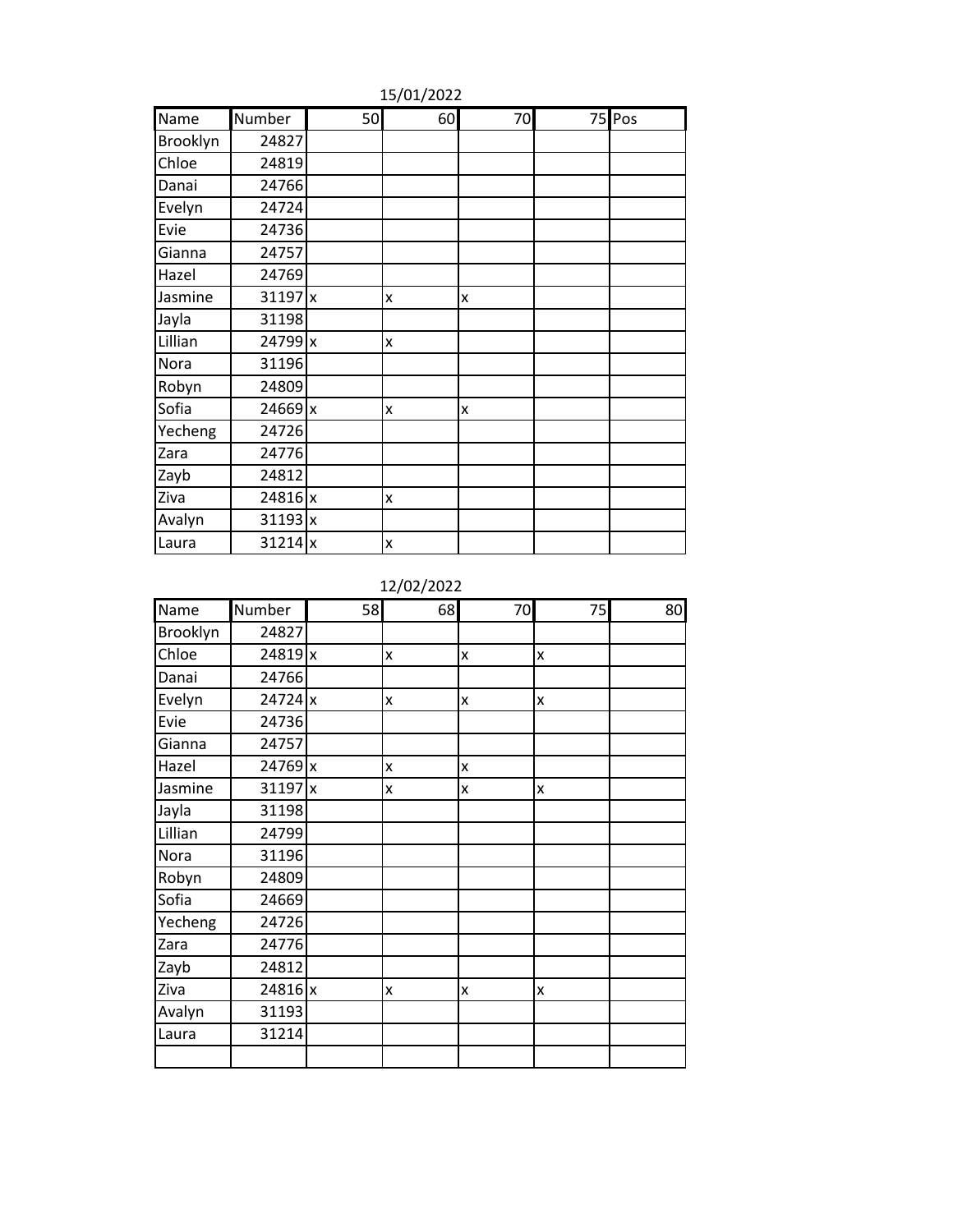15/01/2022

| Name | Number | 50 | 60 | 70 | 75 | Pos |
|---|---|---|---|---|---|---|
| Brooklyn | 24827 | | | | | |
| Chloe | 24819 | | | | | |
| Danai | 24766 | | | | | |
| Evelyn | 24724 | | | | | |
| Evie | 24736 | | | | | |
| Gianna | 24757 | | | | | |
| Hazel | 24769 | | | | | |
| Jasmine | 31197 | x | x | x | | |
| Jayla | 31198 | | | | | |
| Lillian | 24799 | x | x | | | |
| Nora | 31196 | | | | | |
| Robyn | 24809 | | | | | |
| Sofia | 24669 | x | x | x | | |
| Yecheng | 24726 | | | | | |
| Zara | 24776 | | | | | |
| Zayb | 24812 | | | | | |
| Ziva | 24816 | x | x | | | |
| Avalyn | 31193 | x | | | | |
| Laura | 31214 | x | x | | | |

12/02/2022

| Name | Number | 58 | 68 | 70 | 75 | 80 |
|---|---|---|---|---|---|---|
| Brooklyn | 24827 | | | | | |
| Chloe | 24819 | x | x | x | x | |
| Danai | 24766 | | | | | |
| Evelyn | 24724 | x | x | x | x | |
| Evie | 24736 | | | | | |
| Gianna | 24757 | | | | | |
| Hazel | 24769 | x | x | x | | |
| Jasmine | 31197 | x | x | x | x | |
| Jayla | 31198 | | | | | |
| Lillian | 24799 | | | | | |
| Nora | 31196 | | | | | |
| Robyn | 24809 | | | | | |
| Sofia | 24669 | | | | | |
| Yecheng | 24726 | | | | | |
| Zara | 24776 | | | | | |
| Zayb | 24812 | | | | | |
| Ziva | 24816 | x | x | x | x | |
| Avalyn | 31193 | | | | | |
| Laura | 31214 | | | | | |
| | | | | | | |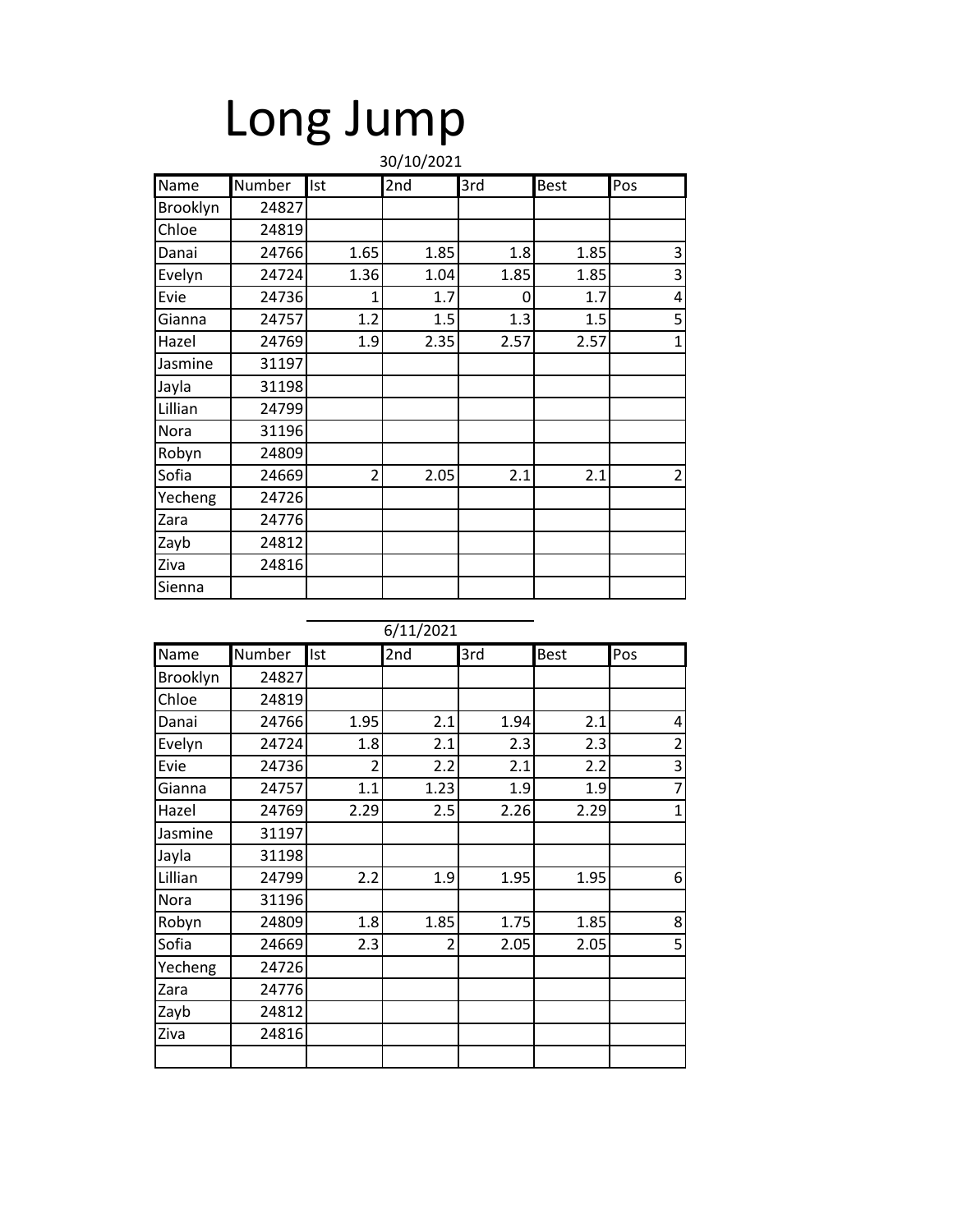# Long Jump

30/10/2021

| Name | Number | Ist | 2nd | 3rd | Best | Pos |
|---|---|---|---|---|---|---|
| Brooklyn | 24827 | | | | | |
| Chloe | 24819 | | | | | |
| Danai | 24766 | 1.65 | 1.85 | 1.8 | 1.85 | 3 |
| Evelyn | 24724 | 1.36 | 1.04 | 1.85 | 1.85 | 3 |
| Evie | 24736 | 1 | 1.7 | 0 | 1.7 | 4 |
| Gianna | 24757 | 1.2 | 1.5 | 1.3 | 1.5 | 5 |
| Hazel | 24769 | 1.9 | 2.35 | 2.57 | 2.57 | 1 |
| Jasmine | 31197 | | | | | |
| Jayla | 31198 | | | | | |
| Lillian | 24799 | | | | | |
| Nora | 31196 | | | | | |
| Robyn | 24809 | | | | | |
| Sofia | 24669 | 2 | 2.05 | 2.1 | 2.1 | 2 |
| Yecheng | 24726 | | | | | |
| Zara | 24776 | | | | | |
| Zayb | 24812 | | | | | |
| Ziva | 24816 | | | | | |
| Sienna | | | | | | |

6/11/2021

| Name | Number | Ist | 2nd | 3rd | Best | Pos |
|---|---|---|---|---|---|---|
| Brooklyn | 24827 | | | | | |
| Chloe | 24819 | | | | | |
| Danai | 24766 | 1.95 | 2.1 | 1.94 | 2.1 | 4 |
| Evelyn | 24724 | 1.8 | 2.1 | 2.3 | 2.3 | 2 |
| Evie | 24736 | 2 | 2.2 | 2.1 | 2.2 | 3 |
| Gianna | 24757 | 1.1 | 1.23 | 1.9 | 1.9 | 7 |
| Hazel | 24769 | 2.29 | 2.5 | 2.26 | 2.29 | 1 |
| Jasmine | 31197 | | | | | |
| Jayla | 31198 | | | | | |
| Lillian | 24799 | 2.2 | 1.9 | 1.95 | 1.95 | 6 |
| Nora | 31196 | | | | | |
| Robyn | 24809 | 1.8 | 1.85 | 1.75 | 1.85 | 8 |
| Sofia | 24669 | 2.3 | 2 | 2.05 | 2.05 | 5 |
| Yecheng | 24726 | | | | | |
| Zara | 24776 | | | | | |
| Zayb | 24812 | | | | | |
| Ziva | 24816 | | | | | |
| | | | | | | |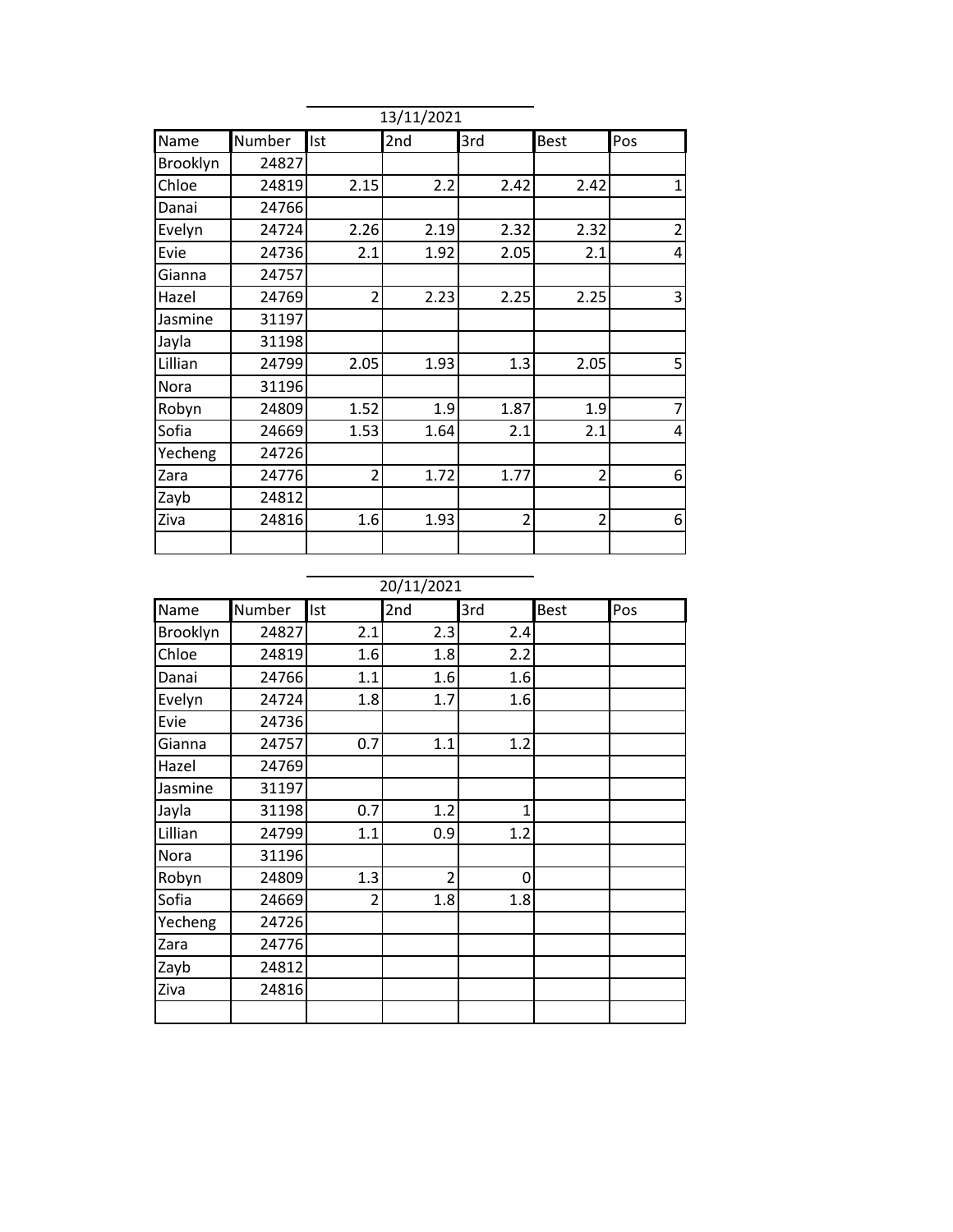13/11/2021

| Name | Number | Ist | 2nd | 3rd | Best | Pos |
|---|---|---|---|---|---|---|
| Brooklyn | 24827 | | | | | |
| Chloe | 24819 | 2.15 | 2.2 | 2.42 | 2.42 | 1 |
| Danai | 24766 | | | | | |
| Evelyn | 24724 | 2.26 | 2.19 | 2.32 | 2.32 | 2 |
| Evie | 24736 | 2.1 | 1.92 | 2.05 | 2.1 | 4 |
| Gianna | 24757 | | | | | |
| Hazel | 24769 | 2 | 2.23 | 2.25 | 2.25 | 3 |
| Jasmine | 31197 | | | | | |
| Jayla | 31198 | | | | | |
| Lillian | 24799 | 2.05 | 1.93 | 1.3 | 2.05 | 5 |
| Nora | 31196 | | | | | |
| Robyn | 24809 | 1.52 | 1.9 | 1.87 | 1.9 | 7 |
| Sofia | 24669 | 1.53 | 1.64 | 2.1 | 2.1 | 4 |
| Yecheng | 24726 | | | | | |
| Zara | 24776 | 2 | 1.72 | 1.77 | 2 | 6 |
| Zayb | 24812 | | | | | |
| Ziva | 24816 | 1.6 | 1.93 | 2 | 2 | 6 |
| | | | | | | |

20/11/2021

| Name | Number | Ist | 2nd | 3rd | Best | Pos |
|---|---|---|---|---|---|---|
| Brooklyn | 24827 | 2.1 | 2.3 | 2.4 | | |
| Chloe | 24819 | 1.6 | 1.8 | 2.2 | | |
| Danai | 24766 | 1.1 | 1.6 | 1.6 | | |
| Evelyn | 24724 | 1.8 | 1.7 | 1.6 | | |
| Evie | 24736 | | | | | |
| Gianna | 24757 | 0.7 | 1.1 | 1.2 | | |
| Hazel | 24769 | | | | | |
| Jasmine | 31197 | | | | | |
| Jayla | 31198 | 0.7 | 1.2 | 1 | | |
| Lillian | 24799 | 1.1 | 0.9 | 1.2 | | |
| Nora | 31196 | | | | | |
| Robyn | 24809 | 1.3 | 2 | 0 | | |
| Sofia | 24669 | 2 | 1.8 | 1.8 | | |
| Yecheng | 24726 | | | | | |
| Zara | 24776 | | | | | |
| Zayb | 24812 | | | | | |
| Ziva | 24816 | | | | | |
| | | | | | | |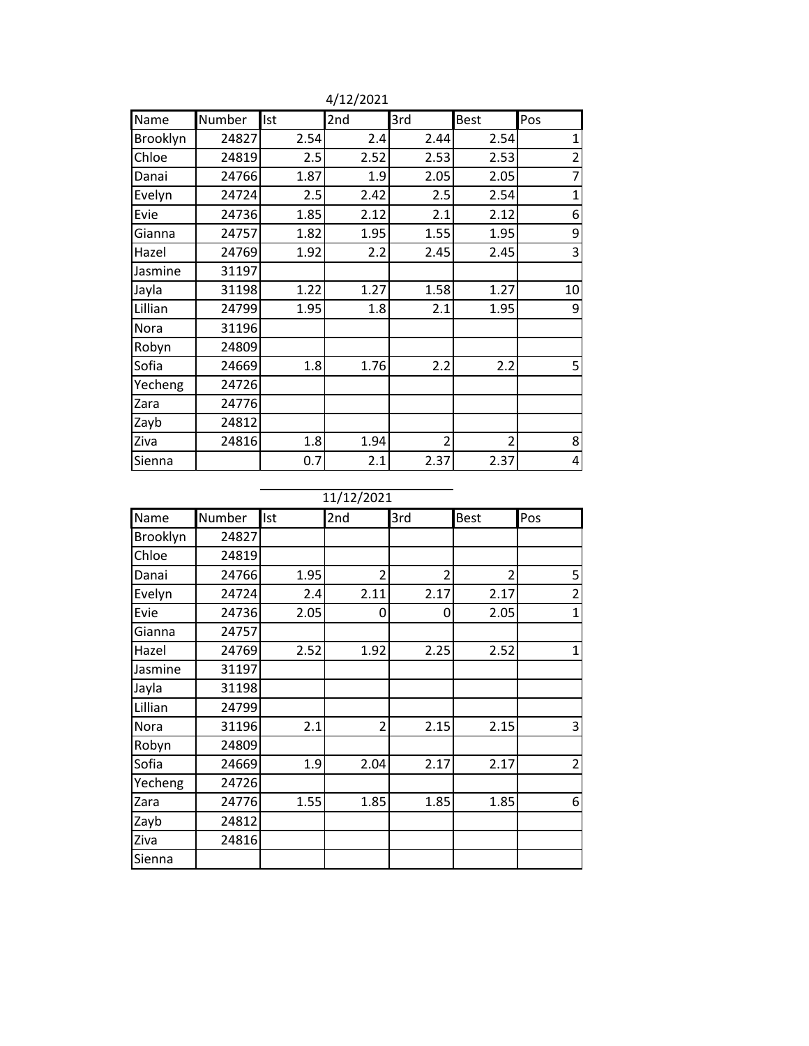4/12/2021

| Name | Number | Ist | 2nd | 3rd | Best | Pos |
|---|---|---|---|---|---|---|
| Brooklyn | 24827 | 2.54 | 2.4 | 2.44 | 2.54 | 1 |
| Chloe | 24819 | 2.5 | 2.52 | 2.53 | 2.53 | 2 |
| Danai | 24766 | 1.87 | 1.9 | 2.05 | 2.05 | 7 |
| Evelyn | 24724 | 2.5 | 2.42 | 2.5 | 2.54 | 1 |
| Evie | 24736 | 1.85 | 2.12 | 2.1 | 2.12 | 6 |
| Gianna | 24757 | 1.82 | 1.95 | 1.55 | 1.95 | 9 |
| Hazel | 24769 | 1.92 | 2.2 | 2.45 | 2.45 | 3 |
| Jasmine | 31197 | | | | | |
| Jayla | 31198 | 1.22 | 1.27 | 1.58 | 1.27 | 10 |
| Lillian | 24799 | 1.95 | 1.8 | 2.1 | 1.95 | 9 |
| Nora | 31196 | | | | | |
| Robyn | 24809 | | | | | |
| Sofia | 24669 | 1.8 | 1.76 | 2.2 | 2.2 | 5 |
| Yecheng | 24726 | | | | | |
| Zara | 24776 | | | | | |
| Zayb | 24812 | | | | | |
| Ziva | 24816 | 1.8 | 1.94 | 2 | 2 | 8 |
| Sienna | | 0.7 | 2.1 | 2.37 | 2.37 | 4 |

11/12/2021

| Name | Number | Ist | 2nd | 3rd | Best | Pos |
|---|---|---|---|---|---|---|
| Brooklyn | 24827 | | | | | |
| Chloe | 24819 | | | | | |
| Danai | 24766 | 1.95 | 2 | 2 | 2 | 5 |
| Evelyn | 24724 | 2.4 | 2.11 | 2.17 | 2.17 | 2 |
| Evie | 24736 | 2.05 | 0 | 0 | 2.05 | 1 |
| Gianna | 24757 | | | | | |
| Hazel | 24769 | 2.52 | 1.92 | 2.25 | 2.52 | 1 |
| Jasmine | 31197 | | | | | |
| Jayla | 31198 | | | | | |
| Lillian | 24799 | | | | | |
| Nora | 31196 | 2.1 | 2 | 2.15 | 2.15 | 3 |
| Robyn | 24809 | | | | | |
| Sofia | 24669 | 1.9 | 2.04 | 2.17 | 2.17 | 2 |
| Yecheng | 24726 | | | | | |
| Zara | 24776 | 1.55 | 1.85 | 1.85 | 1.85 | 6 |
| Zayb | 24812 | | | | | |
| Ziva | 24816 | | | | | |
| Sienna | | | | | | |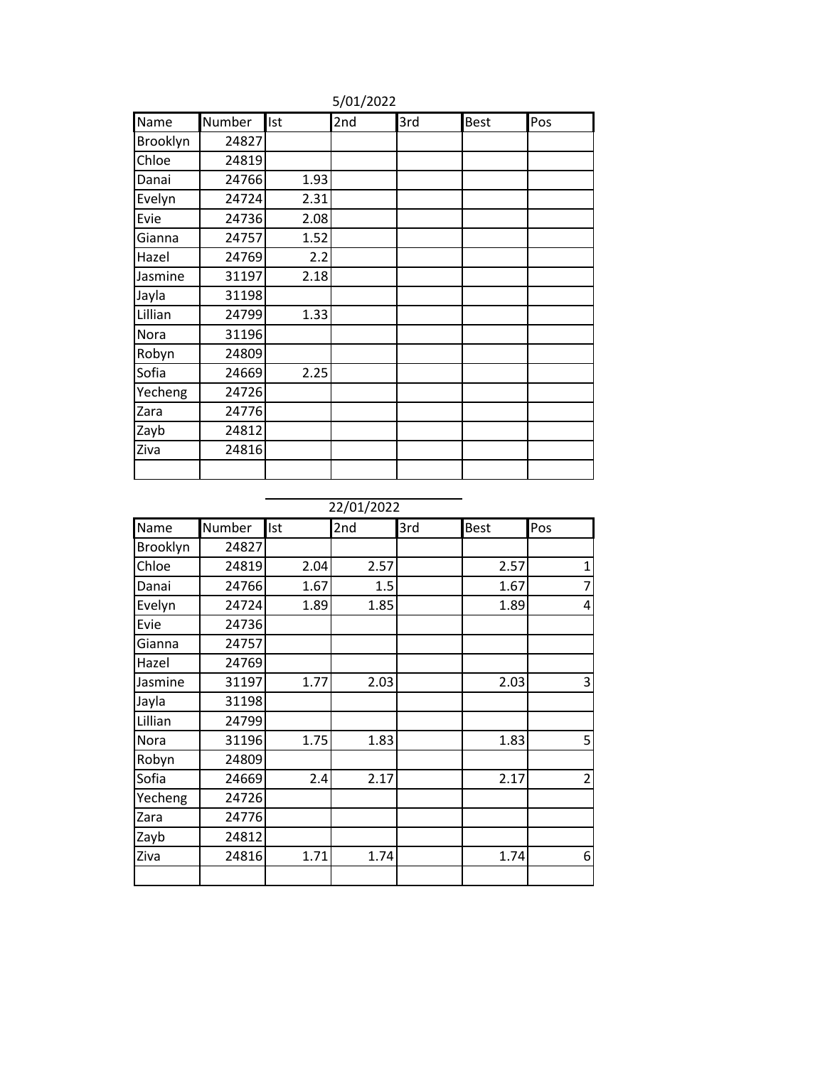5/01/2022

| Name | Number | Ist | 2nd | 3rd | Best | Pos |
|---|---|---|---|---|---|---|
| Brooklyn | 24827 | | | | | |
| Chloe | 24819 | | | | | |
| Danai | 24766 | 1.93 | | | | |
| Evelyn | 24724 | 2.31 | | | | |
| Evie | 24736 | 2.08 | | | | |
| Gianna | 24757 | 1.52 | | | | |
| Hazel | 24769 | 2.2 | | | | |
| Jasmine | 31197 | 2.18 | | | | |
| Jayla | 31198 | | | | | |
| Lillian | 24799 | 1.33 | | | | |
| Nora | 31196 | | | | | |
| Robyn | 24809 | | | | | |
| Sofia | 24669 | 2.25 | | | | |
| Yecheng | 24726 | | | | | |
| Zara | 24776 | | | | | |
| Zayb | 24812 | | | | | |
| Ziva | 24816 | | | | | |
| | | | | | | |

22/01/2022

| Name | Number | Ist | 2nd | 3rd | Best | Pos |
|---|---|---|---|---|---|---|
| Brooklyn | 24827 | | | | | |
| Chloe | 24819 | 2.04 | 2.57 | | 2.57 | 1 |
| Danai | 24766 | 1.67 | 1.5 | | 1.67 | 7 |
| Evelyn | 24724 | 1.89 | 1.85 | | 1.89 | 4 |
| Evie | 24736 | | | | | |
| Gianna | 24757 | | | | | |
| Hazel | 24769 | | | | | |
| Jasmine | 31197 | 1.77 | 2.03 | | 2.03 | 3 |
| Jayla | 31198 | | | | | |
| Lillian | 24799 | | | | | |
| Nora | 31196 | 1.75 | 1.83 | | 1.83 | 5 |
| Robyn | 24809 | | | | | |
| Sofia | 24669 | 2.4 | 2.17 | | 2.17 | 2 |
| Yecheng | 24726 | | | | | |
| Zara | 24776 | | | | | |
| Zayb | 24812 | | | | | |
| Ziva | 24816 | 1.71 | 1.74 | | 1.74 | 6 |
| | | | | | | |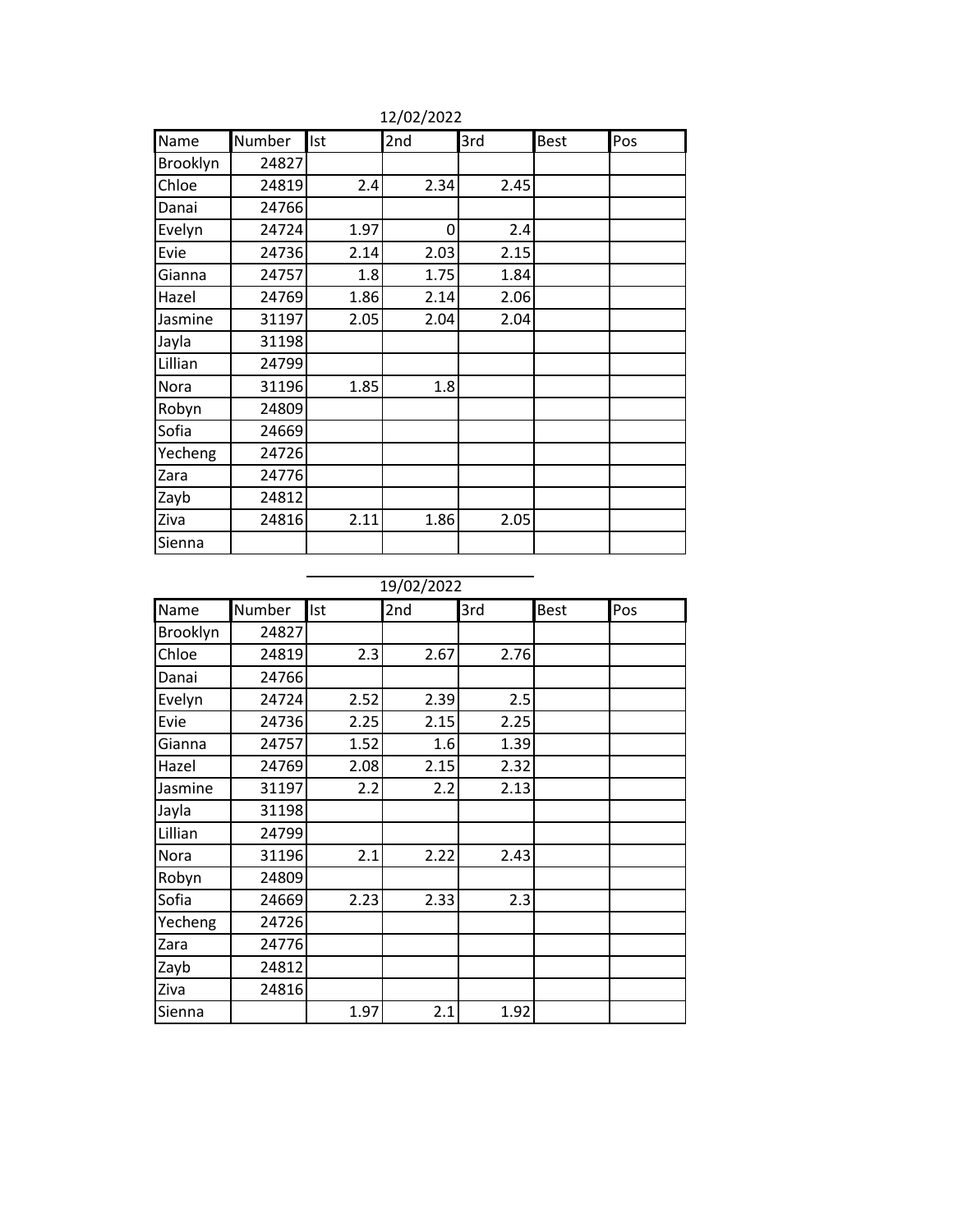12/02/2022

| Name | Number | Ist | 2nd | 3rd | Best | Pos |
|---|---|---|---|---|---|---|
| Brooklyn | 24827 | | | | | |
| Chloe | 24819 | 2.4 | 2.34 | 2.45 | | |
| Danai | 24766 | | | | | |
| Evelyn | 24724 | 1.97 | 0 | 2.4 | | |
| Evie | 24736 | 2.14 | 2.03 | 2.15 | | |
| Gianna | 24757 | 1.8 | 1.75 | 1.84 | | |
| Hazel | 24769 | 1.86 | 2.14 | 2.06 | | |
| Jasmine | 31197 | 2.05 | 2.04 | 2.04 | | |
| Jayla | 31198 | | | | | |
| Lillian | 24799 | | | | | |
| Nora | 31196 | 1.85 | 1.8 | | | |
| Robyn | 24809 | | | | | |
| Sofia | 24669 | | | | | |
| Yecheng | 24726 | | | | | |
| Zara | 24776 | | | | | |
| Zayb | 24812 | | | | | |
| Ziva | 24816 | 2.11 | 1.86 | 2.05 | | |
| Sienna | | | | | | |

19/02/2022

| Name | Number | Ist | 2nd | 3rd | Best | Pos |
|---|---|---|---|---|---|---|
| Brooklyn | 24827 | | | | | |
| Chloe | 24819 | 2.3 | 2.67 | 2.76 | | |
| Danai | 24766 | | | | | |
| Evelyn | 24724 | 2.52 | 2.39 | 2.5 | | |
| Evie | 24736 | 2.25 | 2.15 | 2.25 | | |
| Gianna | 24757 | 1.52 | 1.6 | 1.39 | | |
| Hazel | 24769 | 2.08 | 2.15 | 2.32 | | |
| Jasmine | 31197 | 2.2 | 2.2 | 2.13 | | |
| Jayla | 31198 | | | | | |
| Lillian | 24799 | | | | | |
| Nora | 31196 | 2.1 | 2.22 | 2.43 | | |
| Robyn | 24809 | | | | | |
| Sofia | 24669 | 2.23 | 2.33 | 2.3 | | |
| Yecheng | 24726 | | | | | |
| Zara | 24776 | | | | | |
| Zayb | 24812 | | | | | |
| Ziva | 24816 | | | | | |
| Sienna | | 1.97 | 2.1 | 1.92 | | |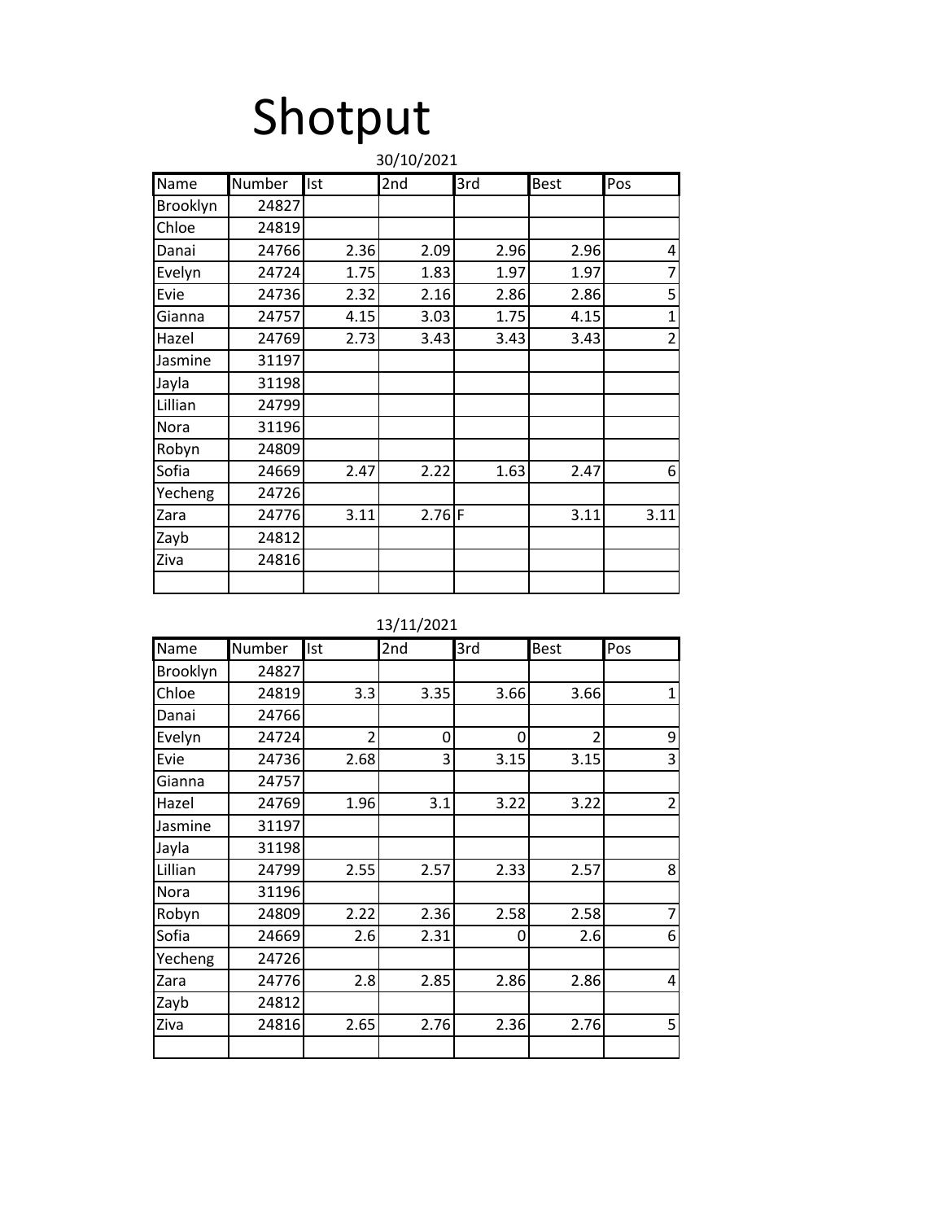# Shotput

30/10/2021

| Name | Number | Ist | 2nd | 3rd | Best | Pos |
|---|---|---|---|---|---|---|
| Brooklyn | 24827 | | | | | |
| Chloe | 24819 | | | | | |
| Danai | 24766 | 2.36 | 2.09 | 2.96 | 2.96 | 4 |
| Evelyn | 24724 | 1.75 | 1.83 | 1.97 | 1.97 | 7 |
| Evie | 24736 | 2.32 | 2.16 | 2.86 | 2.86 | 5 |
| Gianna | 24757 | 4.15 | 3.03 | 1.75 | 4.15 | 1 |
| Hazel | 24769 | 2.73 | 3.43 | 3.43 | 3.43 | 2 |
| Jasmine | 31197 | | | | | |
| Jayla | 31198 | | | | | |
| Lillian | 24799 | | | | | |
| Nora | 31196 | | | | | |
| Robyn | 24809 | | | | | |
| Sofia | 24669 | 2.47 | 2.22 | 1.63 | 2.47 | 6 |
| Yecheng | 24726 | | | | | |
| Zara | 24776 | 3.11 | 2.76 | F | 3.11 | 3.11 |
| Zayb | 24812 | | | | | |
| Ziva | 24816 | | | | | |
| | | | | | | |

13/11/2021

| Name | Number | Ist | 2nd | 3rd | Best | Pos |
|---|---|---|---|---|---|---|
| Brooklyn | 24827 | | | | | |
| Chloe | 24819 | 3.3 | 3.35 | 3.66 | 3.66 | 1 |
| Danai | 24766 | | | | | |
| Evelyn | 24724 | 2 | 0 | 0 | 2 | 9 |
| Evie | 24736 | 2.68 | 3 | 3.15 | 3.15 | 3 |
| Gianna | 24757 | | | | | |
| Hazel | 24769 | 1.96 | 3.1 | 3.22 | 3.22 | 2 |
| Jasmine | 31197 | | | | | |
| Jayla | 31198 | | | | | |
| Lillian | 24799 | 2.55 | 2.57 | 2.33 | 2.57 | 8 |
| Nora | 31196 | | | | | |
| Robyn | 24809 | 2.22 | 2.36 | 2.58 | 2.58 | 7 |
| Sofia | 24669 | 2.6 | 2.31 | 0 | 2.6 | 6 |
| Yecheng | 24726 | | | | | |
| Zara | 24776 | 2.8 | 2.85 | 2.86 | 2.86 | 4 |
| Zayb | 24812 | | | | | |
| Ziva | 24816 | 2.65 | 2.76 | 2.36 | 2.76 | 5 |
| | | | | | | |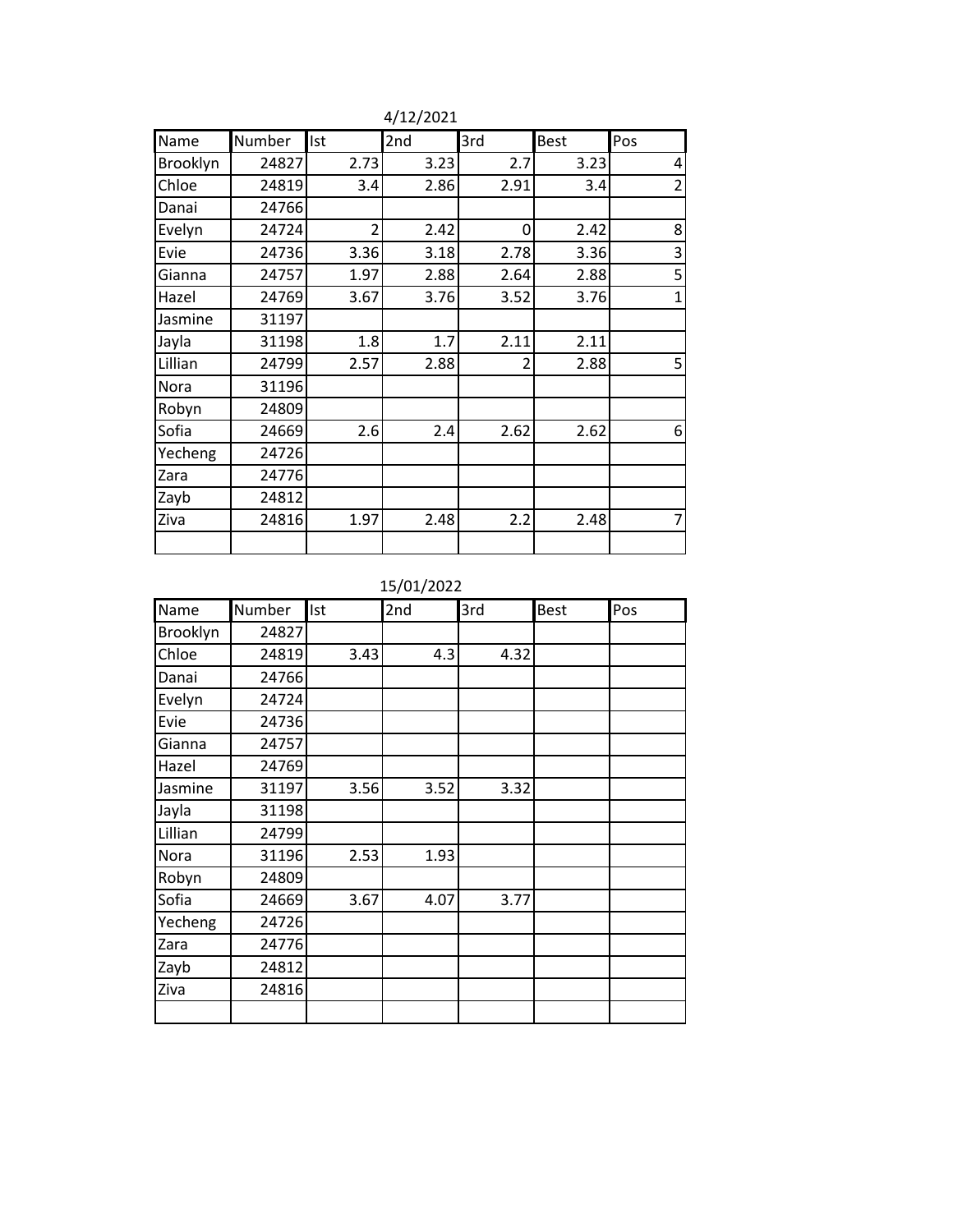4/12/2021

| Name | Number | Ist | 2nd | 3rd | Best | Pos |
| --- | --- | --- | --- | --- | --- | --- |
| Brooklyn | 24827 | 2.73 | 3.23 | 2.7 | 3.23 | 4 |
| Chloe | 24819 | 3.4 | 2.86 | 2.91 | 3.4 | 2 |
| Danai | 24766 | | | | | |
| Evelyn | 24724 | 2 | 2.42 | 0 | 2.42 | 8 |
| Evie | 24736 | 3.36 | 3.18 | 2.78 | 3.36 | 3 |
| Gianna | 24757 | 1.97 | 2.88 | 2.64 | 2.88 | 5 |
| Hazel | 24769 | 3.67 | 3.76 | 3.52 | 3.76 | 1 |
| Jasmine | 31197 | | | | | |
| Jayla | 31198 | 1.8 | 1.7 | 2.11 | 2.11 | |
| Lillian | 24799 | 2.57 | 2.88 | 2 | 2.88 | 5 |
| Nora | 31196 | | | | | |
| Robyn | 24809 | | | | | |
| Sofia | 24669 | 2.6 | 2.4 | 2.62 | 2.62 | 6 |
| Yecheng | 24726 | | | | | |
| Zara | 24776 | | | | | |
| Zayb | 24812 | | | | | |
| Ziva | 24816 | 1.97 | 2.48 | 2.2 | 2.48 | 7 |
| | | | | | | |

15/01/2022

| Name | Number | Ist | 2nd | 3rd | Best | Pos |
| --- | --- | --- | --- | --- | --- | --- |
| Brooklyn | 24827 | | | | | |
| Chloe | 24819 | 3.43 | 4.3 | 4.32 | | |
| Danai | 24766 | | | | | |
| Evelyn | 24724 | | | | | |
| Evie | 24736 | | | | | |
| Gianna | 24757 | | | | | |
| Hazel | 24769 | | | | | |
| Jasmine | 31197 | 3.56 | 3.52 | 3.32 | | |
| Jayla | 31198 | | | | | |
| Lillian | 24799 | | | | | |
| Nora | 31196 | 2.53 | 1.93 | | | |
| Robyn | 24809 | | | | | |
| Sofia | 24669 | 3.67 | 4.07 | 3.77 | | |
| Yecheng | 24726 | | | | | |
| Zara | 24776 | | | | | |
| Zayb | 24812 | | | | | |
| Ziva | 24816 | | | | | |
| | | | | | | |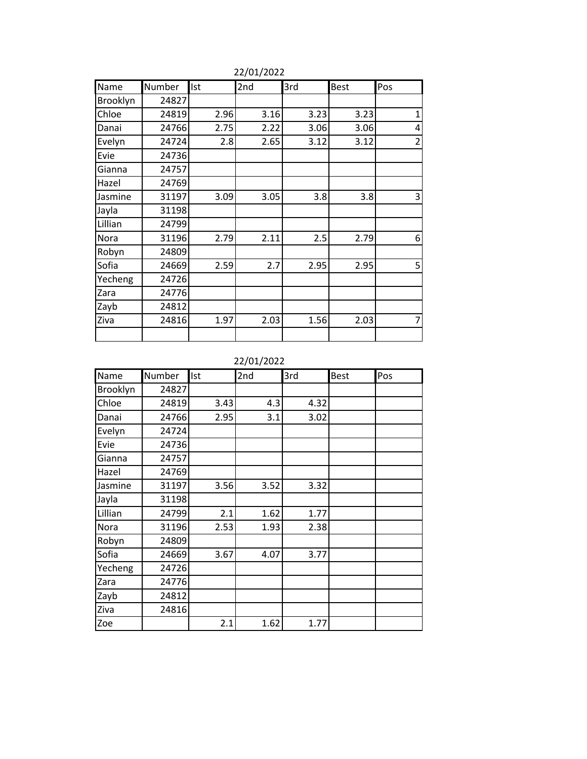22/01/2022

| Name | Number | Ist | 2nd | 3rd | Best | Pos |
|---|---|---|---|---|---|---|
| Brooklyn | 24827 | | | | | |
| Chloe | 24819 | 2.96 | 3.16 | 3.23 | 3.23 | 1 |
| Danai | 24766 | 2.75 | 2.22 | 3.06 | 3.06 | 4 |
| Evelyn | 24724 | 2.8 | 2.65 | 3.12 | 3.12 | 2 |
| Evie | 24736 | | | | | |
| Gianna | 24757 | | | | | |
| Hazel | 24769 | | | | | |
| Jasmine | 31197 | 3.09 | 3.05 | 3.8 | 3.8 | 3 |
| Jayla | 31198 | | | | | |
| Lillian | 24799 | | | | | |
| Nora | 31196 | 2.79 | 2.11 | 2.5 | 2.79 | 6 |
| Robyn | 24809 | | | | | |
| Sofia | 24669 | 2.59 | 2.7 | 2.95 | 2.95 | 5 |
| Yecheng | 24726 | | | | | |
| Zara | 24776 | | | | | |
| Zayb | 24812 | | | | | |
| Ziva | 24816 | 1.97 | 2.03 | 1.56 | 2.03 | 7 |
| | | | | | | |

22/01/2022

| Name | Number | Ist | 2nd | 3rd | Best | Pos |
|---|---|---|---|---|---|---|
| Brooklyn | 24827 | | | | | |
| Chloe | 24819 | 3.43 | 4.3 | 4.32 | | |
| Danai | 24766 | 2.95 | 3.1 | 3.02 | | |
| Evelyn | 24724 | | | | | |
| Evie | 24736 | | | | | |
| Gianna | 24757 | | | | | |
| Hazel | 24769 | | | | | |
| Jasmine | 31197 | 3.56 | 3.52 | 3.32 | | |
| Jayla | 31198 | | | | | |
| Lillian | 24799 | 2.1 | 1.62 | 1.77 | | |
| Nora | 31196 | 2.53 | 1.93 | 2.38 | | |
| Robyn | 24809 | | | | | |
| Sofia | 24669 | 3.67 | 4.07 | 3.77 | | |
| Yecheng | 24726 | | | | | |
| Zara | 24776 | | | | | |
| Zayb | 24812 | | | | | |
| Ziva | 24816 | | | | | |
| Zoe | | 2.1 | 1.62 | 1.77 | | |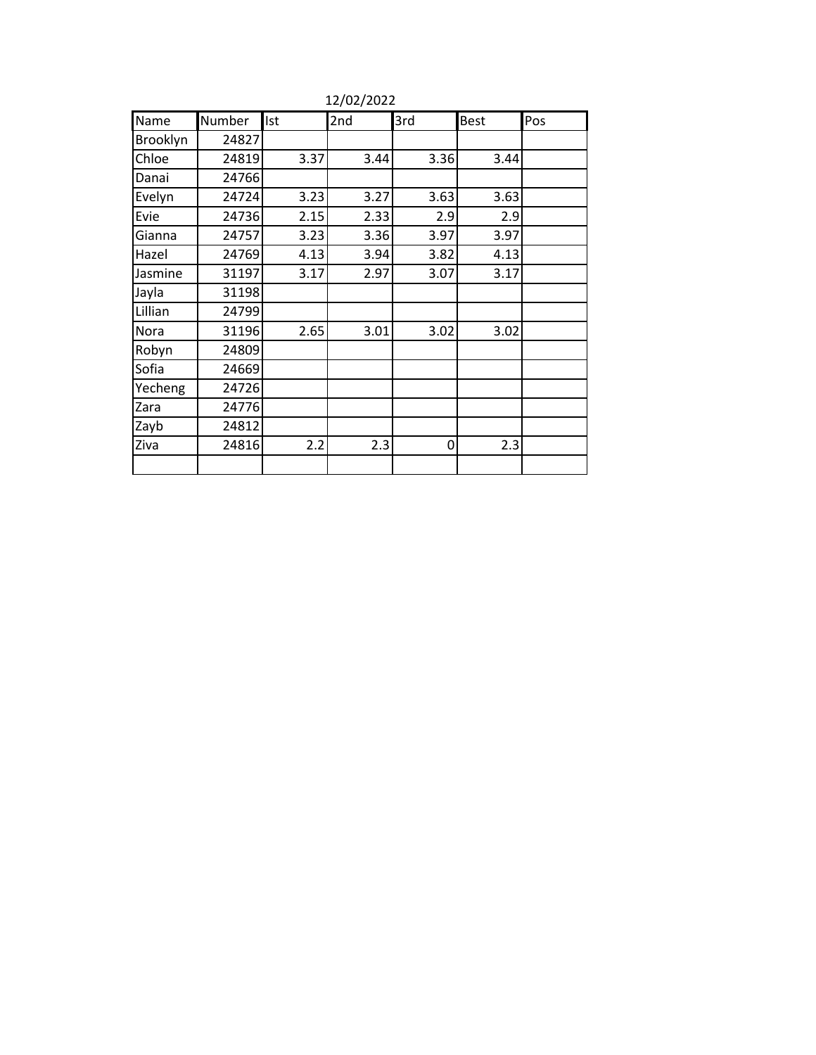12/02/2022

| Name | Number | Ist | 2nd | 3rd | Best | Pos |
|---|---|---|---|---|---|---|
| Brooklyn | 24827 | | | | | |
| Chloe | 24819 | 3.37 | 3.44 | 3.36 | 3.44 | |
| Danai | 24766 | | | | | |
| Evelyn | 24724 | 3.23 | 3.27 | 3.63 | 3.63 | |
| Evie | 24736 | 2.15 | 2.33 | 2.9 | 2.9 | |
| Gianna | 24757 | 3.23 | 3.36 | 3.97 | 3.97 | |
| Hazel | 24769 | 4.13 | 3.94 | 3.82 | 4.13 | |
| Jasmine | 31197 | 3.17 | 2.97 | 3.07 | 3.17 | |
| Jayla | 31198 | | | | | |
| Lillian | 24799 | | | | | |
| Nora | 31196 | 2.65 | 3.01 | 3.02 | 3.02 | |
| Robyn | 24809 | | | | | |
| Sofia | 24669 | | | | | |
| Yecheng | 24726 | | | | | |
| Zara | 24776 | | | | | |
| Zayb | 24812 | | | | | |
| Ziva | 24816 | 2.2 | 2.3 | 0 | 2.3 | |
| | | | | | | |